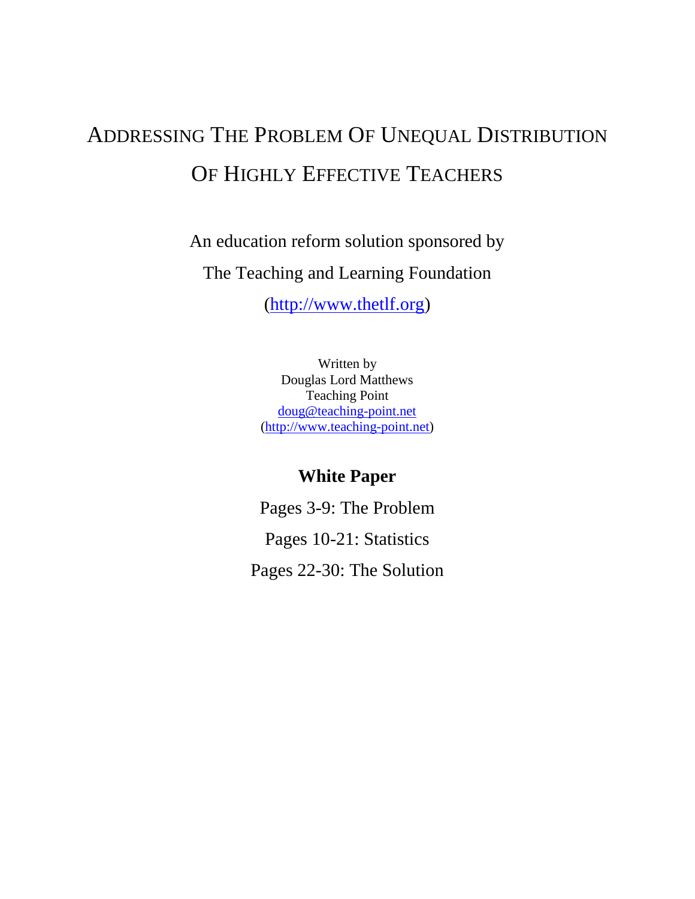# Addressing The Problem Of Unequal Distribution Of Highly Effective Teachers

An education reform solution sponsored by

The Teaching and Learning Foundation

(http://www.thetlf.org)

Written by
Douglas Lord Matthews
Teaching Point
doug@teaching-point.net
(http://www.teaching-point.net)

**White Paper**

Pages 3-9: The Problem

Pages 10-21: Statistics

Pages 22-30: The Solution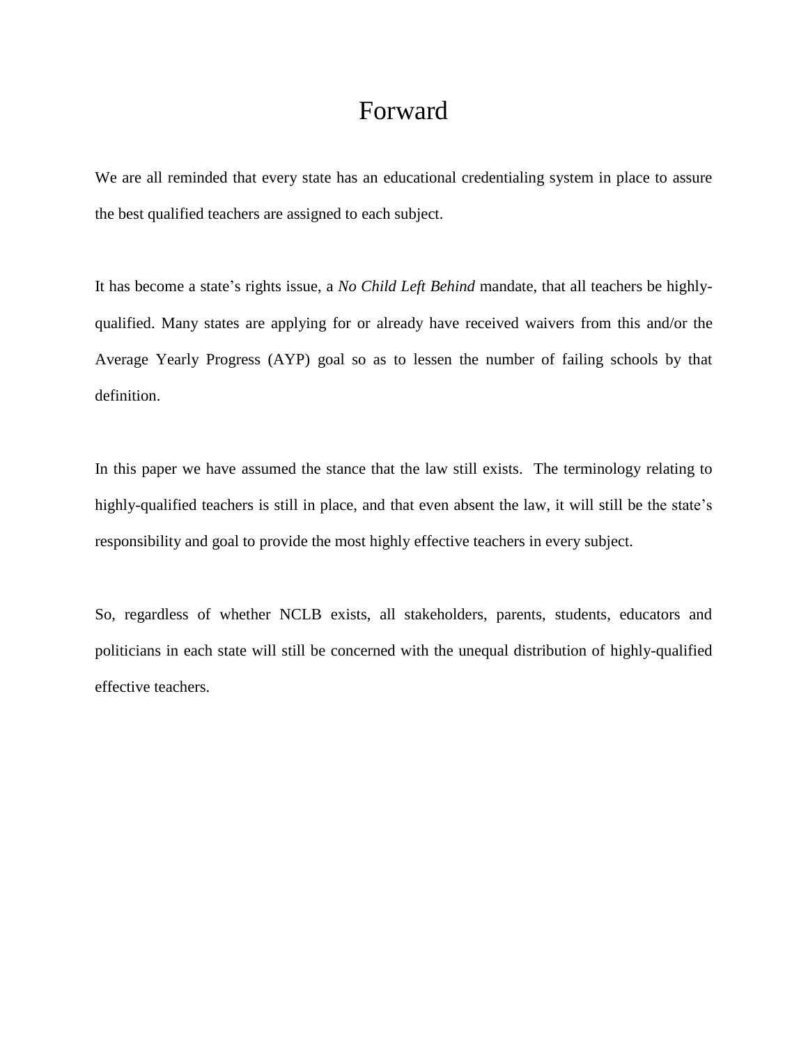# Forward

We are all reminded that every state has an educational credentialing system in place to assure the best qualified teachers are assigned to each subject.

It has become a state's rights issue, a *No Child Left Behind* mandate, that all teachers be highly-qualified. Many states are applying for or already have received waivers from this and/or the Average Yearly Progress (AYP) goal so as to lessen the number of failing schools by that definition.

In this paper we have assumed the stance that the law still exists. The terminology relating to highly-qualified teachers is still in place, and that even absent the law, it will still be the state's responsibility and goal to provide the most highly effective teachers in every subject.

So, regardless of whether NCLB exists, all stakeholders, parents, students, educators and politicians in each state will still be concerned with the unequal distribution of highly-qualified effective teachers.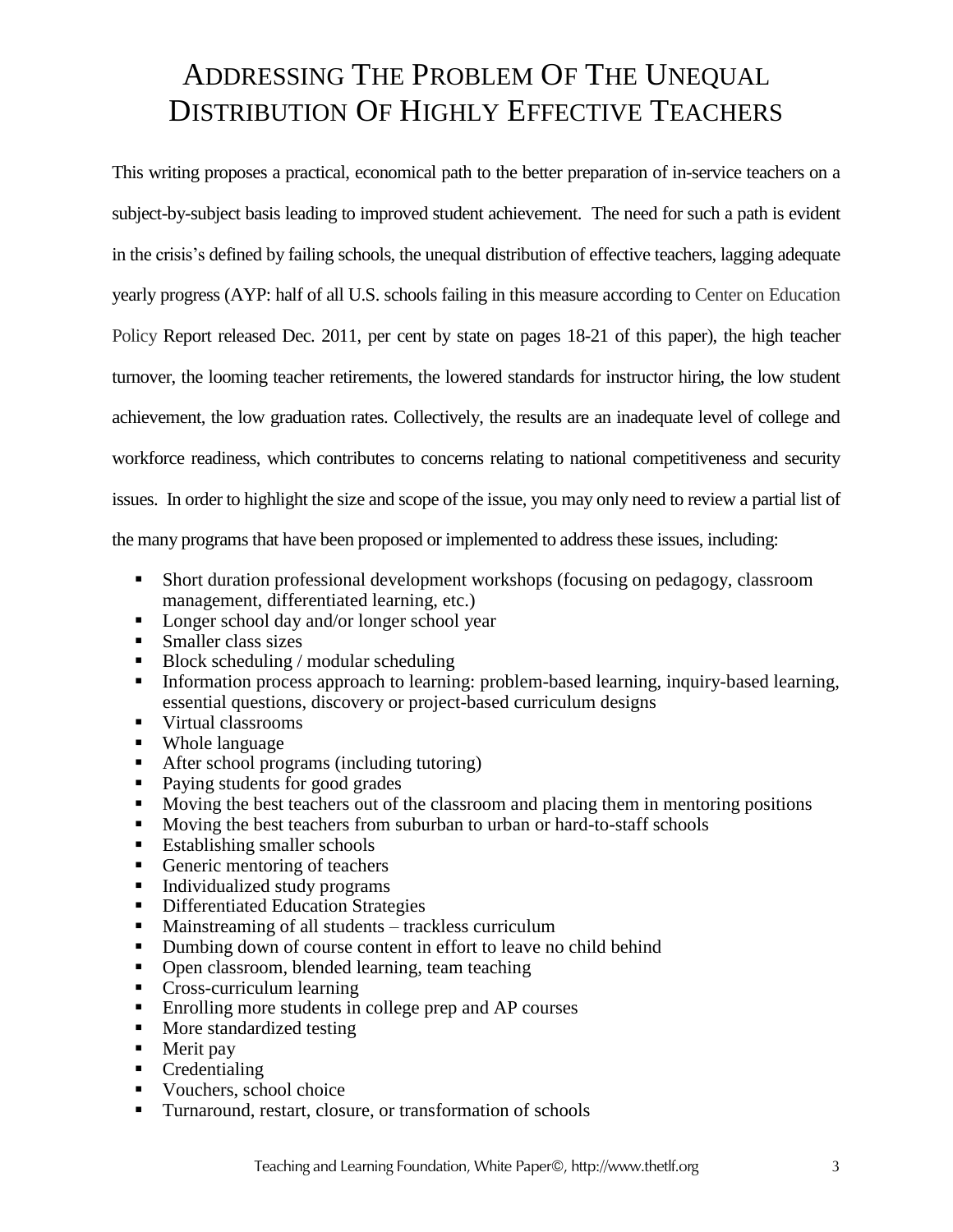# Addressing The Problem Of The Unequal Distribution Of Highly Effective Teachers

This writing proposes a practical, economical path to the better preparation of in-service teachers on a subject-by-subject basis leading to improved student achievement. The need for such a path is evident in the crisis's defined by failing schools, the unequal distribution of effective teachers, lagging adequate yearly progress (AYP: half of all U.S. schools failing in this measure according to Center on Education Policy Report released Dec. 2011, per cent by state on pages 18-21 of this paper), the high teacher turnover, the looming teacher retirements, the lowered standards for instructor hiring, the low student achievement, the low graduation rates. Collectively, the results are an inadequate level of college and workforce readiness, which contributes to concerns relating to national competitiveness and security issues. In order to highlight the size and scope of the issue, you may only need to review a partial list of the many programs that have been proposed or implemented to address these issues, including:

- Short duration professional development workshops (focusing on pedagogy, classroom management, differentiated learning, etc.)
- Longer school day and/or longer school year
- Smaller class sizes
- Block scheduling / modular scheduling
- Information process approach to learning: problem-based learning, inquiry-based learning, essential questions, discovery or project-based curriculum designs
- Virtual classrooms
- Whole language
- After school programs (including tutoring)
- Paying students for good grades
- Moving the best teachers out of the classroom and placing them in mentoring positions
- Moving the best teachers from suburban to urban or hard-to-staff schools
- Establishing smaller schools
- Generic mentoring of teachers
- Individualized study programs
- Differentiated Education Strategies
- Mainstreaming of all students – trackless curriculum
- Dumbing down of course content in effort to leave no child behind
- Open classroom, blended learning, team teaching
- Cross-curriculum learning
- Enrolling more students in college prep and AP courses
- More standardized testing
- Merit pay
- Credentialing
- Vouchers, school choice
- Turnaround, restart, closure, or transformation of schools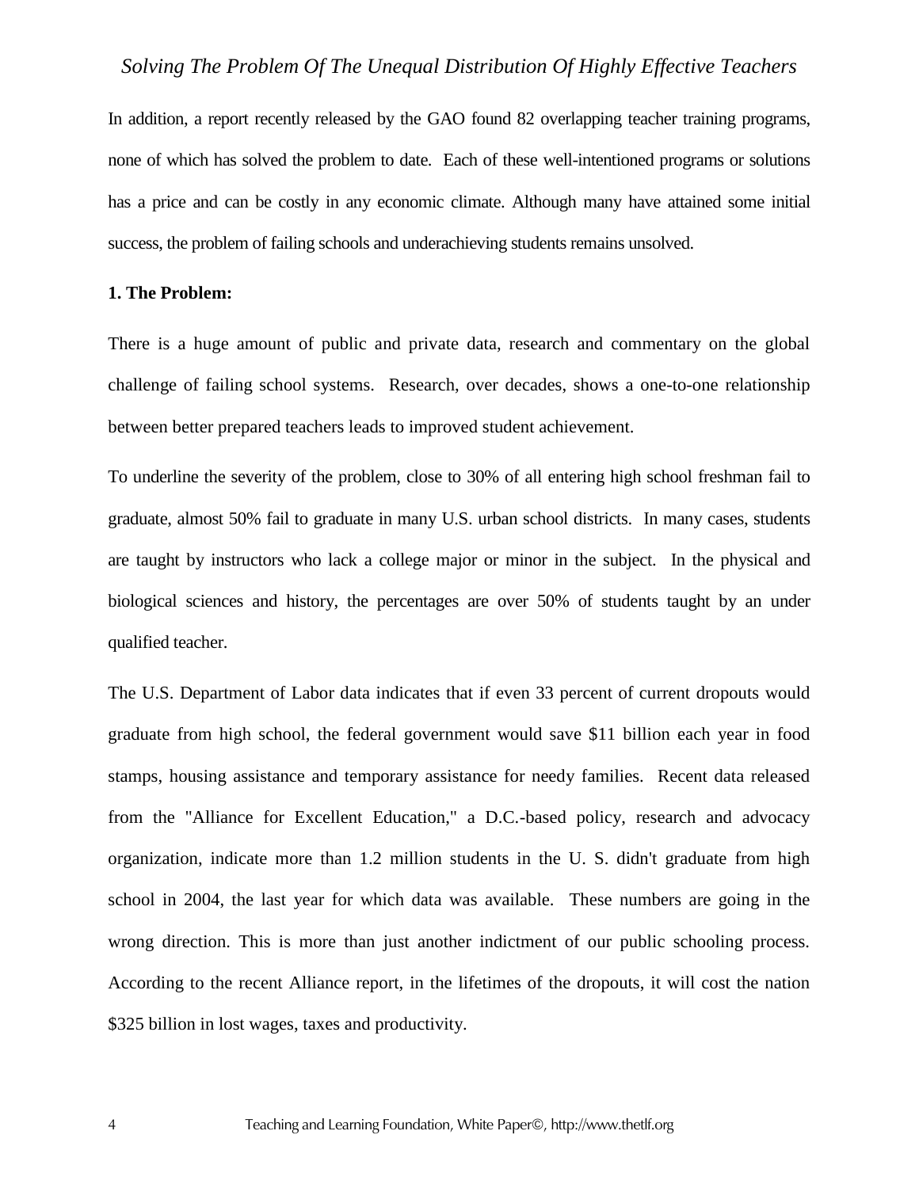In addition, a report recently released by the GAO found 82 overlapping teacher training programs, none of which has solved the problem to date. Each of these well-intentioned programs or solutions has a price and can be costly in any economic climate. Although many have attained some initial success, the problem of failing schools and underachieving students remains unsolved.

**1. The Problem:**

There is a huge amount of public and private data, research and commentary on the global challenge of failing school systems. Research, over decades, shows a one-to-one relationship between better prepared teachers leads to improved student achievement.

To underline the severity of the problem, close to 30% of all entering high school freshman fail to graduate, almost 50% fail to graduate in many U.S. urban school districts. In many cases, students are taught by instructors who lack a college major or minor in the subject. In the physical and biological sciences and history, the percentages are over 50% of students taught by an under qualified teacher.

The U.S. Department of Labor data indicates that if even 33 percent of current dropouts would graduate from high school, the federal government would save $11 billion each year in food stamps, housing assistance and temporary assistance for needy families. Recent data released from the "Alliance for Excellent Education," a D.C.-based policy, research and advocacy organization, indicate more than 1.2 million students in the U. S. didn't graduate from high school in 2004, the last year for which data was available. These numbers are going in the wrong direction. This is more than just another indictment of our public schooling process. According to the recent Alliance report, in the lifetimes of the dropouts, it will cost the nation $325 billion in lost wages, taxes and productivity.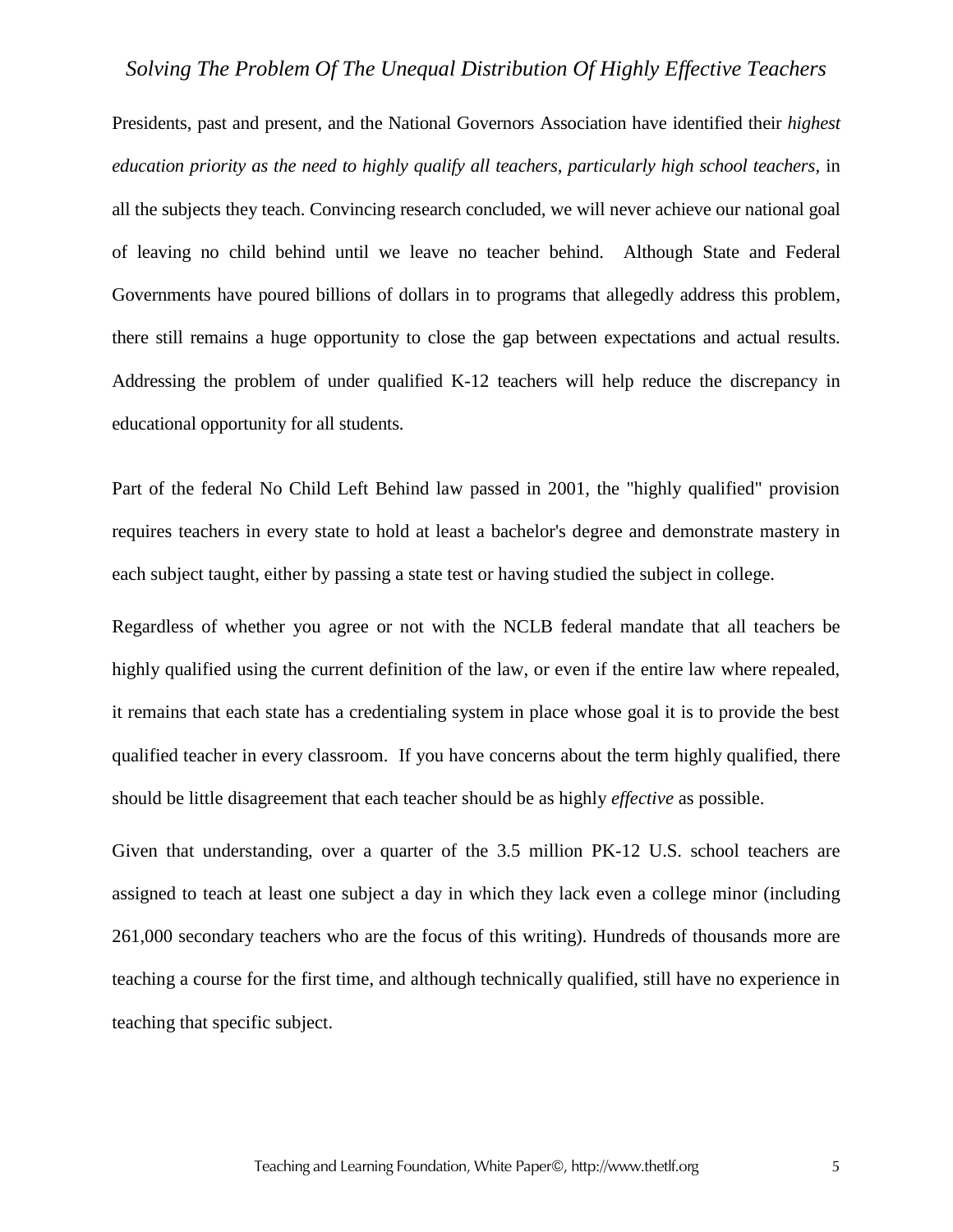Presidents, past and present, and the National Governors Association have identified their *highest education priority as the need to highly qualify all teachers, particularly high school teachers,* in all the subjects they teach. Convincing research concluded, we will never achieve our national goal of leaving no child behind until we leave no teacher behind. Although State and Federal Governments have poured billions of dollars in to programs that allegedly address this problem, there still remains a huge opportunity to close the gap between expectations and actual results. Addressing the problem of under qualified K-12 teachers will help reduce the discrepancy in educational opportunity for all students.

Part of the federal No Child Left Behind law passed in 2001, the "highly qualified" provision requires teachers in every state to hold at least a bachelor's degree and demonstrate mastery in each subject taught, either by passing a state test or having studied the subject in college.

Regardless of whether you agree or not with the NCLB federal mandate that all teachers be highly qualified using the current definition of the law, or even if the entire law where repealed, it remains that each state has a credentialing system in place whose goal it is to provide the best qualified teacher in every classroom. If you have concerns about the term highly qualified, there should be little disagreement that each teacher should be as highly *effective* as possible.

Given that understanding, over a quarter of the 3.5 million PK-12 U.S. school teachers are assigned to teach at least one subject a day in which they lack even a college minor (including 261,000 secondary teachers who are the focus of this writing). Hundreds of thousands more are teaching a course for the first time, and although technically qualified, still have no experience in teaching that specific subject.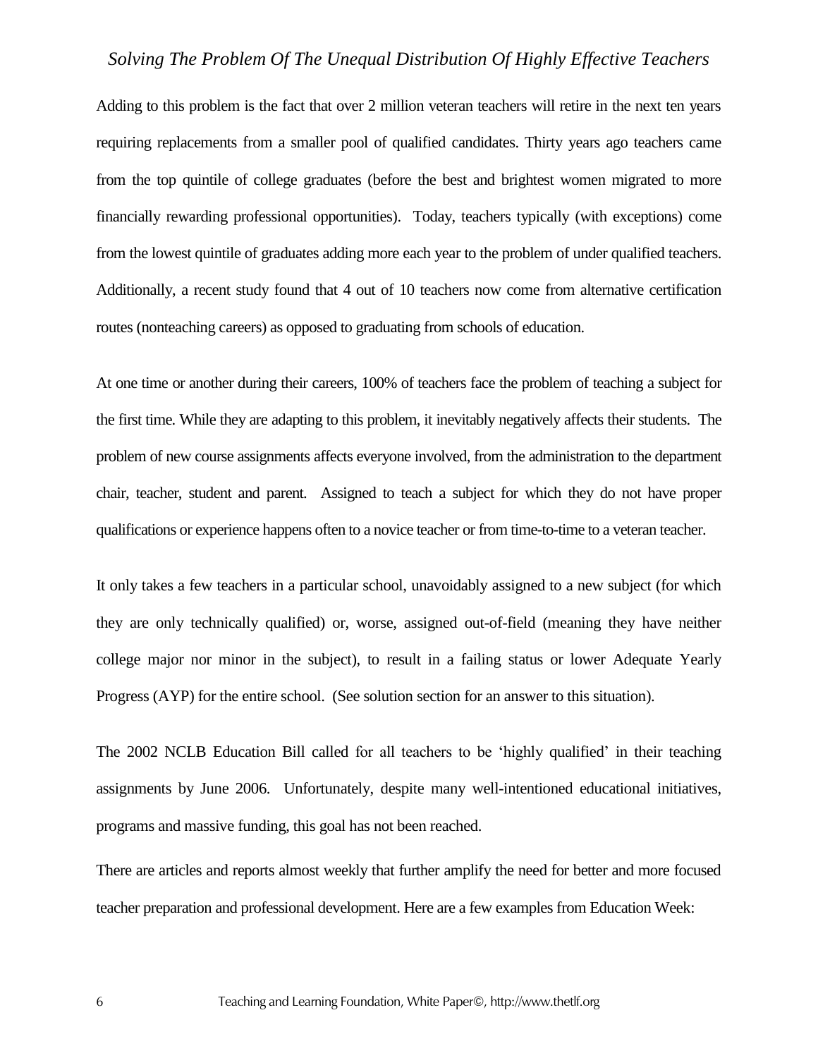Adding to this problem is the fact that over 2 million veteran teachers will retire in the next ten years requiring replacements from a smaller pool of qualified candidates. Thirty years ago teachers came from the top quintile of college graduates (before the best and brightest women migrated to more financially rewarding professional opportunities). Today, teachers typically (with exceptions) come from the lowest quintile of graduates adding more each year to the problem of under qualified teachers. Additionally, a recent study found that 4 out of 10 teachers now come from alternative certification routes (nonteaching careers) as opposed to graduating from schools of education.

At one time or another during their careers, 100% of teachers face the problem of teaching a subject for the first time. While they are adapting to this problem, it inevitably negatively affects their students. The problem of new course assignments affects everyone involved, from the administration to the department chair, teacher, student and parent. Assigned to teach a subject for which they do not have proper qualifications or experience happens often to a novice teacher or from time-to-time to a veteran teacher.

It only takes a few teachers in a particular school, unavoidably assigned to a new subject (for which they are only technically qualified) or, worse, assigned out-of-field (meaning they have neither college major nor minor in the subject), to result in a failing status or lower Adequate Yearly Progress (AYP) for the entire school. (See solution section for an answer to this situation).

The 2002 NCLB Education Bill called for all teachers to be 'highly qualified' in their teaching assignments by June 2006. Unfortunately, despite many well-intentioned educational initiatives, programs and massive funding, this goal has not been reached.

There are articles and reports almost weekly that further amplify the need for better and more focused teacher preparation and professional development. Here are a few examples from Education Week: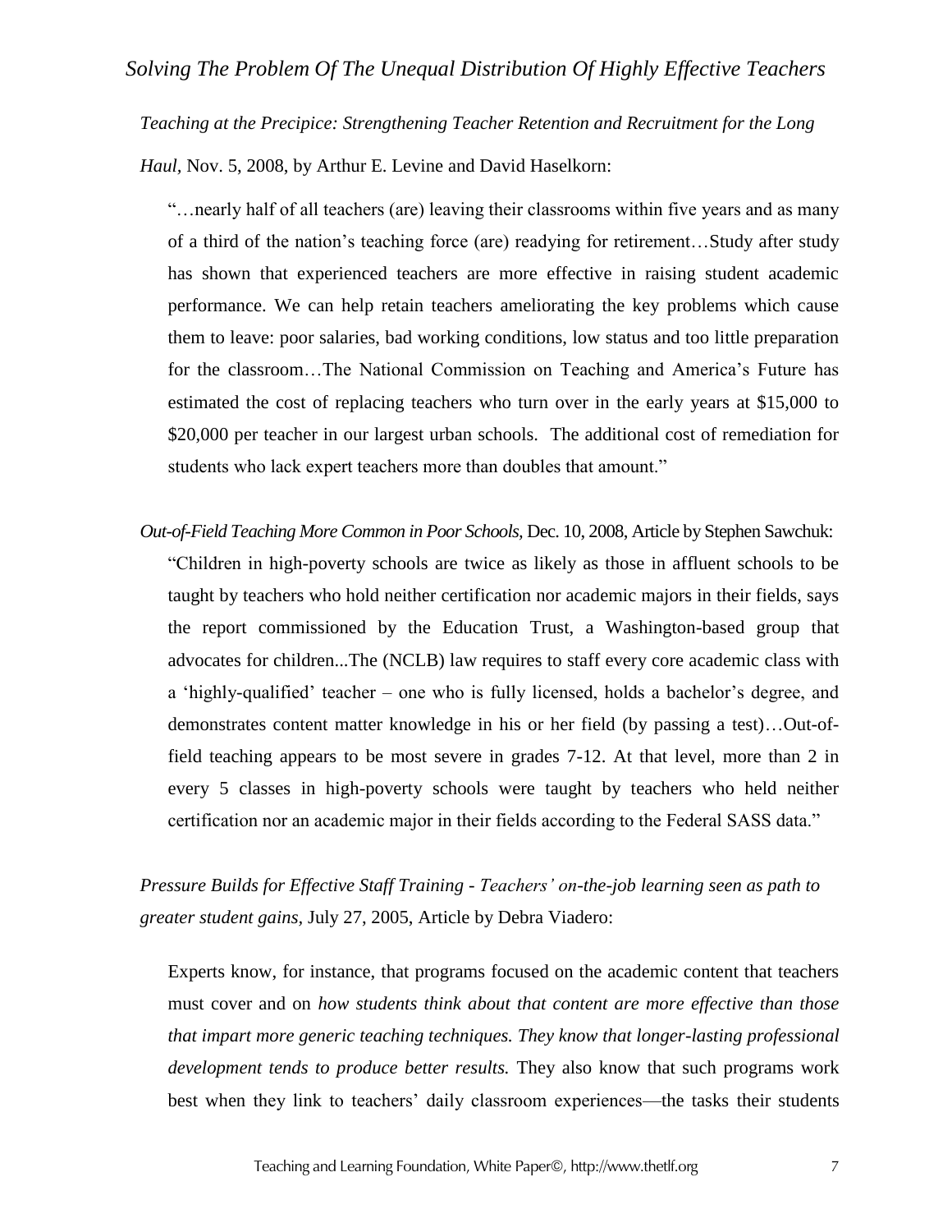*Teaching at the Precipice: Strengthening Teacher Retention and Recruitment for the Long Haul*, Nov. 5, 2008, by Arthur E. Levine and David Haselkorn:

> "…nearly half of all teachers (are) leaving their classrooms within five years and as many of a third of the nation's teaching force (are) readying for retirement…Study after study has shown that experienced teachers are more effective in raising student academic performance. We can help retain teachers ameliorating the key problems which cause them to leave: poor salaries, bad working conditions, low status and too little preparation for the classroom…The National Commission on Teaching and America's Future has estimated the cost of replacing teachers who turn over in the early years at $15,000 to $20,000 per teacher in our largest urban schools. The additional cost of remediation for students who lack expert teachers more than doubles that amount."

*Out-of-Field Teaching More Common in Poor Schools*, Dec. 10, 2008, Article by Stephen Sawchuk:

> "Children in high-poverty schools are twice as likely as those in affluent schools to be taught by teachers who hold neither certification nor academic majors in their fields, says the report commissioned by the Education Trust, a Washington-based group that advocates for children...The (NCLB) law requires to staff every core academic class with a 'highly-qualified' teacher – one who is fully licensed, holds a bachelor's degree, and demonstrates content matter knowledge in his or her field (by passing a test)…Out-of-field teaching appears to be most severe in grades 7-12. At that level, more than 2 in every 5 classes in high-poverty schools were taught by teachers who held neither certification nor an academic major in their fields according to the Federal SASS data."

*Pressure Builds for Effective Staff Training - Teachers' on-the-job learning seen as path to greater student gains*, July 27, 2005, Article by Debra Viadero:

> Experts know, for instance, that programs focused on the academic content that teachers must cover and on *how students think about that content are more effective than those that impart more generic teaching techniques. They know that longer-lasting professional development tends to produce better results.* They also know that such programs work best when they link to teachers' daily classroom experiences—the tasks their students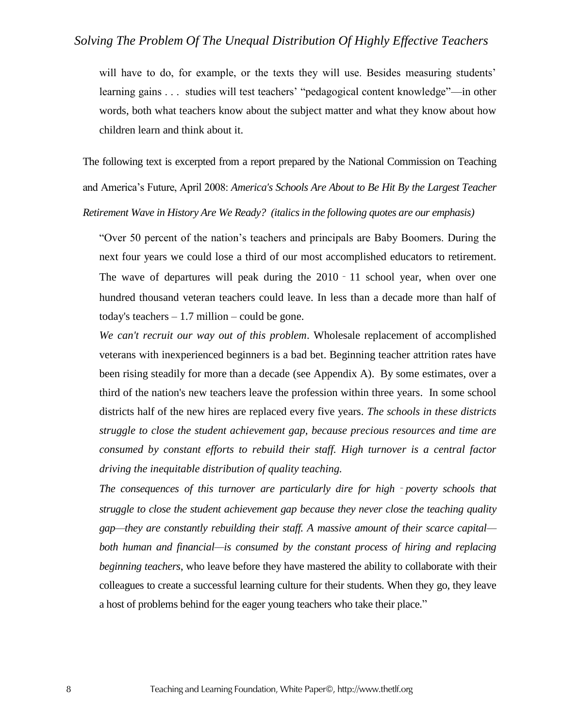will have to do, for example, or the texts they will use. Besides measuring students' learning gains . . . studies will test teachers' "pedagogical content knowledge"—in other words, both what teachers know about the subject matter and what they know about how children learn and think about it.

The following text is excerpted from a report prepared by the National Commission on Teaching and America's Future, April 2008: *America's Schools Are About to Be Hit By the Largest Teacher Retirement Wave in History Are We Ready? (italics in the following quotes are our emphasis)*

> "Over 50 percent of the nation's teachers and principals are Baby Boomers. During the next four years we could lose a third of our most accomplished educators to retirement. The wave of departures will peak during the 2010 - 11 school year, when over one hundred thousand veteran teachers could leave. In less than a decade more than half of today's teachers – 1.7 million – could be gone.
>
> *We can't recruit our way out of this problem*. Wholesale replacement of accomplished veterans with inexperienced beginners is a bad bet. Beginning teacher attrition rates have been rising steadily for more than a decade (see Appendix A). By some estimates, over a third of the nation's new teachers leave the profession within three years. In some school districts half of the new hires are replaced every five years. *The schools in these districts struggle to close the student achievement gap, because precious resources and time are consumed by constant efforts to rebuild their staff. High turnover is a central factor driving the inequitable distribution of quality teaching.*
>
> *The consequences of this turnover are particularly dire for high - poverty schools that struggle to close the student achievement gap because they never close the teaching quality gap—they are constantly rebuilding their staff. A massive amount of their scarce capital—both human and financial—is consumed by the constant process of hiring and replacing beginning teachers*, who leave before they have mastered the ability to collaborate with their colleagues to create a successful learning culture for their students. When they go, they leave a host of problems behind for the eager young teachers who take their place."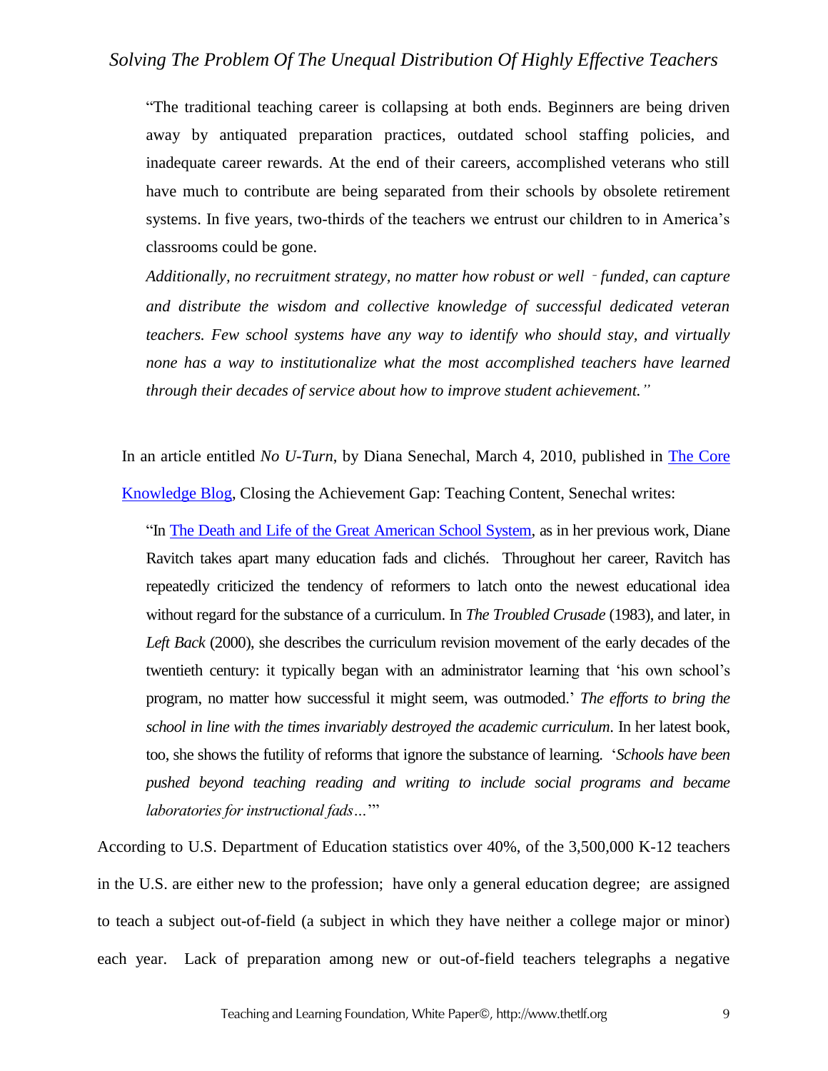> "The traditional teaching career is collapsing at both ends. Beginners are being driven away by antiquated preparation practices, outdated school staffing policies, and inadequate career rewards. At the end of their careers, accomplished veterans who still have much to contribute are being separated from their schools by obsolete retirement systems. In five years, two-thirds of the teachers we entrust our children to in America's classrooms could be gone.
>
> *Additionally, no recruitment strategy, no matter how robust or well‐funded, can capture and distribute the wisdom and collective knowledge of successful dedicated veteran teachers. Few school systems have any way to identify who should stay, and virtually none has a way to institutionalize what the most accomplished teachers have learned through their decades of service about how to improve student achievement."*

In an article entitled *No U-Turn*, by Diana Senechal, March 4, 2010, published in The Core Knowledge Blog, Closing the Achievement Gap: Teaching Content, Senechal writes:

> "In The Death and Life of the Great American School System, as in her previous work, Diane Ravitch takes apart many education fads and clichés. Throughout her career, Ravitch has repeatedly criticized the tendency of reformers to latch onto the newest educational idea without regard for the substance of a curriculum. In *The Troubled Crusade* (1983), and later, in *Left Back* (2000), she describes the curriculum revision movement of the early decades of the twentieth century: it typically began with an administrator learning that 'his own school's program, no matter how successful it might seem, was outmoded.' *The efforts to bring the school in line with the times invariably destroyed the academic curriculum*. In her latest book, too, she shows the futility of reforms that ignore the substance of learning. '*Schools have been pushed beyond teaching reading and writing to include social programs and became laboratories for instructional fads…*'"

According to U.S. Department of Education statistics over 40%, of the 3,500,000 K-12 teachers in the U.S. are either new to the profession; have only a general education degree; are assigned to teach a subject out-of-field (a subject in which they have neither a college major or minor) each year. Lack of preparation among new or out-of-field teachers telegraphs a negative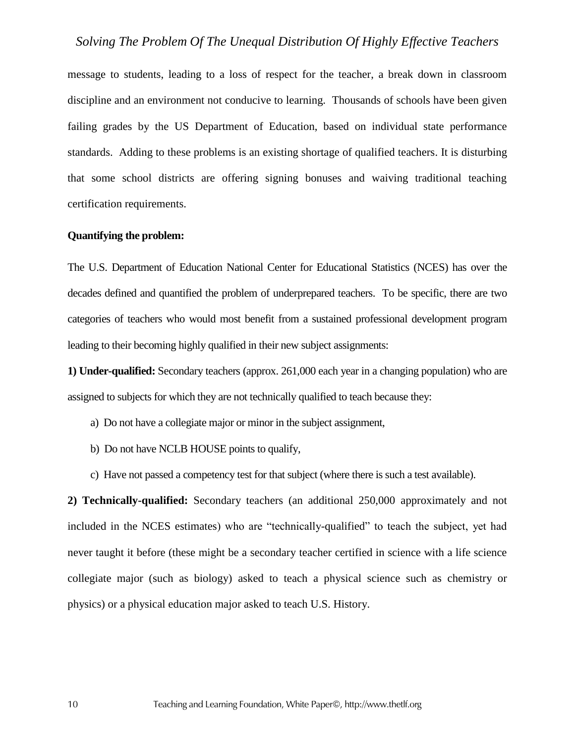message to students, leading to a loss of respect for the teacher, a break down in classroom discipline and an environment not conducive to learning. Thousands of schools have been given failing grades by the US Department of Education, based on individual state performance standards. Adding to these problems is an existing shortage of qualified teachers. It is disturbing that some school districts are offering signing bonuses and waiving traditional teaching certification requirements.

**Quantifying the problem:**

The U.S. Department of Education National Center for Educational Statistics (NCES) has over the decades defined and quantified the problem of underprepared teachers. To be specific, there are two categories of teachers who would most benefit from a sustained professional development program leading to their becoming highly qualified in their new subject assignments:

**1) Under-qualified:** Secondary teachers (approx. 261,000 each year in a changing population) who are assigned to subjects for which they are not technically qualified to teach because they:

a) Do not have a collegiate major or minor in the subject assignment,

b) Do not have NCLB HOUSE points to qualify,

c) Have not passed a competency test for that subject (where there is such a test available).

**2) Technically-qualified:** Secondary teachers (an additional 250,000 approximately and not included in the NCES estimates) who are "technically-qualified" to teach the subject, yet had never taught it before (these might be a secondary teacher certified in science with a life science collegiate major (such as biology) asked to teach a physical science such as chemistry or physics) or a physical education major asked to teach U.S. History.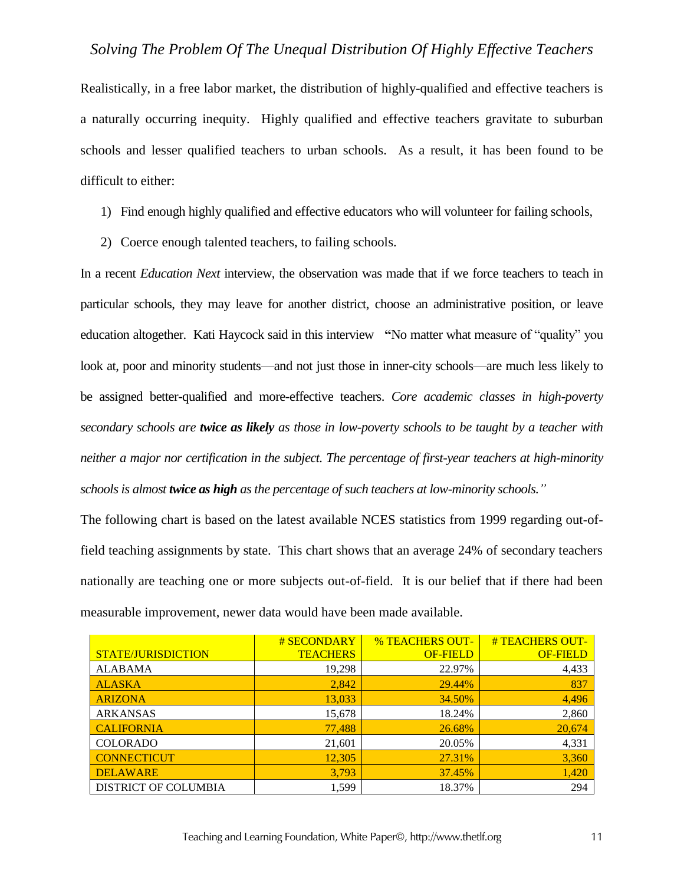Realistically, in a free labor market, the distribution of highly-qualified and effective teachers is a naturally occurring inequity. Highly qualified and effective teachers gravitate to suburban schools and lesser qualified teachers to urban schools. As a result, it has been found to be difficult to either:

1) Find enough highly qualified and effective educators who will volunteer for failing schools,
2) Coerce enough talented teachers, to failing schools.

In a recent *Education Next* interview, the observation was made that if we force teachers to teach in particular schools, they may leave for another district, choose an administrative position, or leave education altogether. Kati Haycock said in this interview **"**No matter what measure of "quality" you look at, poor and minority students—and not just those in inner-city schools—are much less likely to be assigned better-qualified and more-effective teachers. *Core academic classes in high-poverty secondary schools are* ***twice as likely*** *as those in low-poverty schools to be taught by a teacher with neither a major nor certification in the subject. The percentage of first-year teachers at high-minority schools is almost* ***twice as high*** *as the percentage of such teachers at low-minority schools."*

The following chart is based on the latest available NCES statistics from 1999 regarding out-of-field teaching assignments by state. This chart shows that an average 24% of secondary teachers nationally are teaching one or more subjects out-of-field. It is our belief that if there had been measurable improvement, newer data would have been made available.

| STATE/JURISDICTION | # SECONDARY TEACHERS | % TEACHERS OUT-OF-FIELD | # TEACHERS OUT-OF-FIELD |
|---|---|---|---|
| ALABAMA | 19,298 | 22.97% | 4,433 |
| ALASKA | 2,842 | 29.44% | 837 |
| ARIZONA | 13,033 | 34.50% | 4,496 |
| ARKANSAS | 15,678 | 18.24% | 2,860 |
| CALIFORNIA | 77,488 | 26.68% | 20,674 |
| COLORADO | 21,601 | 20.05% | 4,331 |
| CONNECTICUT | 12,305 | 27.31% | 3,360 |
| DELAWARE | 3,793 | 37.45% | 1,420 |
| DISTRICT OF COLUMBIA | 1,599 | 18.37% | 294 |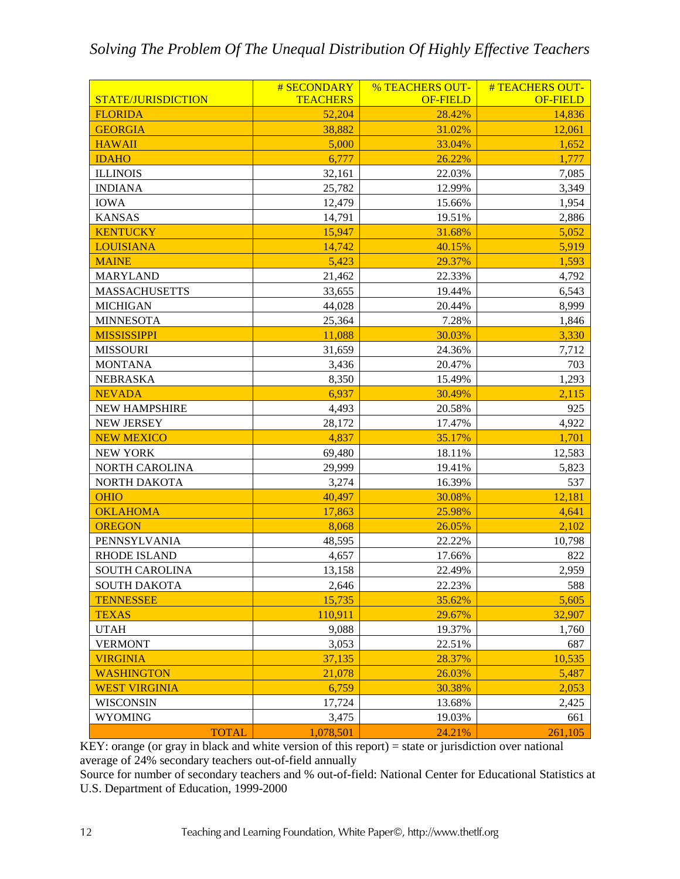| STATE/JURISDICTION | # SECONDARY TEACHERS | % TEACHERS OUT-OF-FIELD | # TEACHERS OUT-OF-FIELD |
|---|---|---|---|
| FLORIDA | 52,204 | 28.42% | 14,836 |
| GEORGIA | 38,882 | 31.02% | 12,061 |
| HAWAII | 5,000 | 33.04% | 1,652 |
| IDAHO | 6,777 | 26.22% | 1,777 |
| ILLINOIS | 32,161 | 22.03% | 7,085 |
| INDIANA | 25,782 | 12.99% | 3,349 |
| IOWA | 12,479 | 15.66% | 1,954 |
| KANSAS | 14,791 | 19.51% | 2,886 |
| KENTUCKY | 15,947 | 31.68% | 5,052 |
| LOUISIANA | 14,742 | 40.15% | 5,919 |
| MAINE | 5,423 | 29.37% | 1,593 |
| MARYLAND | 21,462 | 22.33% | 4,792 |
| MASSACHUSETTS | 33,655 | 19.44% | 6,543 |
| MICHIGAN | 44,028 | 20.44% | 8,999 |
| MINNESOTA | 25,364 | 7.28% | 1,846 |
| MISSISSIPPI | 11,088 | 30.03% | 3,330 |
| MISSOURI | 31,659 | 24.36% | 7,712 |
| MONTANA | 3,436 | 20.47% | 703 |
| NEBRASKA | 8,350 | 15.49% | 1,293 |
| NEVADA | 6,937 | 30.49% | 2,115 |
| NEW HAMPSHIRE | 4,493 | 20.58% | 925 |
| NEW JERSEY | 28,172 | 17.47% | 4,922 |
| NEW MEXICO | 4,837 | 35.17% | 1,701 |
| NEW YORK | 69,480 | 18.11% | 12,583 |
| NORTH CAROLINA | 29,999 | 19.41% | 5,823 |
| NORTH DAKOTA | 3,274 | 16.39% | 537 |
| OHIO | 40,497 | 30.08% | 12,181 |
| OKLAHOMA | 17,863 | 25.98% | 4,641 |
| OREGON | 8,068 | 26.05% | 2,102 |
| PENNSYLVANIA | 48,595 | 22.22% | 10,798 |
| RHODE ISLAND | 4,657 | 17.66% | 822 |
| SOUTH CAROLINA | 13,158 | 22.49% | 2,959 |
| SOUTH DAKOTA | 2,646 | 22.23% | 588 |
| TENNESSEE | 15,735 | 35.62% | 5,605 |
| TEXAS | 110,911 | 29.67% | 32,907 |
| UTAH | 9,088 | 19.37% | 1,760 |
| VERMONT | 3,053 | 22.51% | 687 |
| VIRGINIA | 37,135 | 28.37% | 10,535 |
| WASHINGTON | 21,078 | 26.03% | 5,487 |
| WEST VIRGINIA | 6,759 | 30.38% | 2,053 |
| WISCONSIN | 17,724 | 13.68% | 2,425 |
| WYOMING | 3,475 | 19.03% | 661 |
| TOTAL | 1,078,501 | 24.21% | 261,105 |

KEY: orange (or gray in black and white version of this report) = state or jurisdiction over national average of 24% secondary teachers out-of-field annually

Source for number of secondary teachers and % out-of-field: National Center for Educational Statistics at U.S. Department of Education, 1999-2000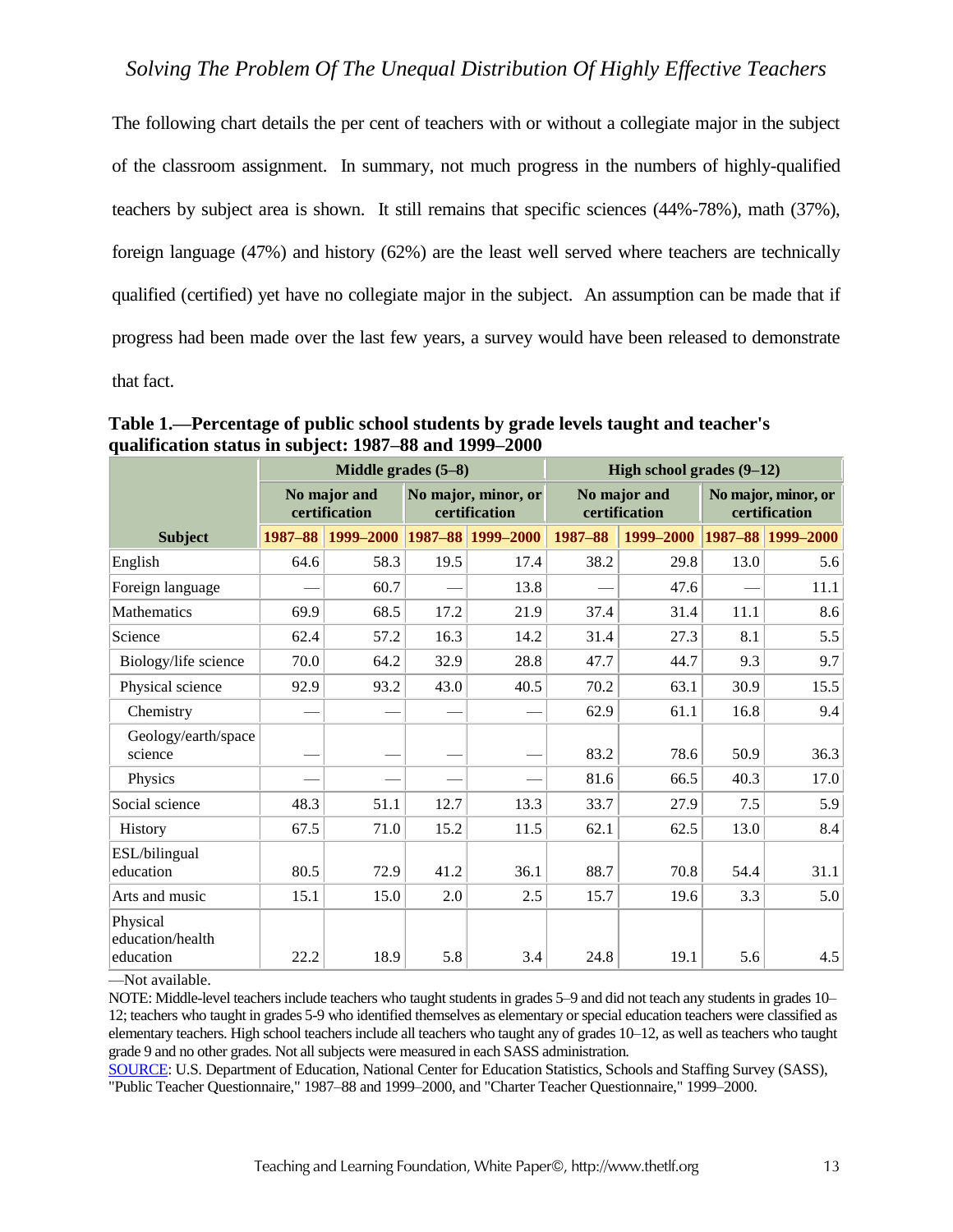The following chart details the per cent of teachers with or without a collegiate major in the subject of the classroom assignment. In summary, not much progress in the numbers of highly-qualified teachers by subject area is shown. It still remains that specific sciences (44%-78%), math (37%), foreign language (47%) and history (62%) are the least well served where teachers are technically qualified (certified) yet have no collegiate major in the subject. An assumption can be made that if progress had been made over the last few years, a survey would have been released to demonstrate that fact.

**Table 1.—Percentage of public school students by grade levels taught and teacher's qualification status in subject: 1987–88 and 1999–2000**

| | Middle grades (5–8) | | | | High school grades (9–12) | | | |
|---|---|---|---|---|---|---|---|---|
| | No major and certification | | No major, minor, or certification | | No major and certification | | No major, minor, or certification | |
| **Subject** | 1987–88 | 1999–2000 | 1987–88 | 1999–2000 | 1987–88 | 1999–2000 | 1987–88 | 1999–2000 |
| English | 64.6 | 58.3 | 19.5 | 17.4 | 38.2 | 29.8 | 13.0 | 5.6 |
| Foreign language | — | 60.7 | — | 13.8 | — | 47.6 | — | 11.1 |
| Mathematics | 69.9 | 68.5 | 17.2 | 21.9 | 37.4 | 31.4 | 11.1 | 8.6 |
| Science | 62.4 | 57.2 | 16.3 | 14.2 | 31.4 | 27.3 | 8.1 | 5.5 |
| Biology/life science | 70.0 | 64.2 | 32.9 | 28.8 | 47.7 | 44.7 | 9.3 | 9.7 |
| Physical science | 92.9 | 93.2 | 43.0 | 40.5 | 70.2 | 63.1 | 30.9 | 15.5 |
| Chemistry | — | — | — | — | 62.9 | 61.1 | 16.8 | 9.4 |
| Geology/earth/space science | — | — | — | — | 83.2 | 78.6 | 50.9 | 36.3 |
| Physics | — | — | — | — | 81.6 | 66.5 | 40.3 | 17.0 |
| Social science | 48.3 | 51.1 | 12.7 | 13.3 | 33.7 | 27.9 | 7.5 | 5.9 |
| History | 67.5 | 71.0 | 15.2 | 11.5 | 62.1 | 62.5 | 13.0 | 8.4 |
| ESL/bilingual education | 80.5 | 72.9 | 41.2 | 36.1 | 88.7 | 70.8 | 54.4 | 31.1 |
| Arts and music | 15.1 | 15.0 | 2.0 | 2.5 | 15.7 | 19.6 | 3.3 | 5.0 |
| Physical education/health education | 22.2 | 18.9 | 5.8 | 3.4 | 24.8 | 19.1 | 5.6 | 4.5 |

—Not available.

NOTE: Middle-level teachers include teachers who taught students in grades 5–9 and did not teach any students in grades 10–12; teachers who taught in grades 5-9 who identified themselves as elementary or special education teachers were classified as elementary teachers. High school teachers include all teachers who taught any of grades 10–12, as well as teachers who taught grade 9 and no other grades. Not all subjects were measured in each SASS administration.

SOURCE: U.S. Department of Education, National Center for Education Statistics, Schools and Staffing Survey (SASS), "Public Teacher Questionnaire," 1987–88 and 1999–2000, and "Charter Teacher Questionnaire," 1999–2000.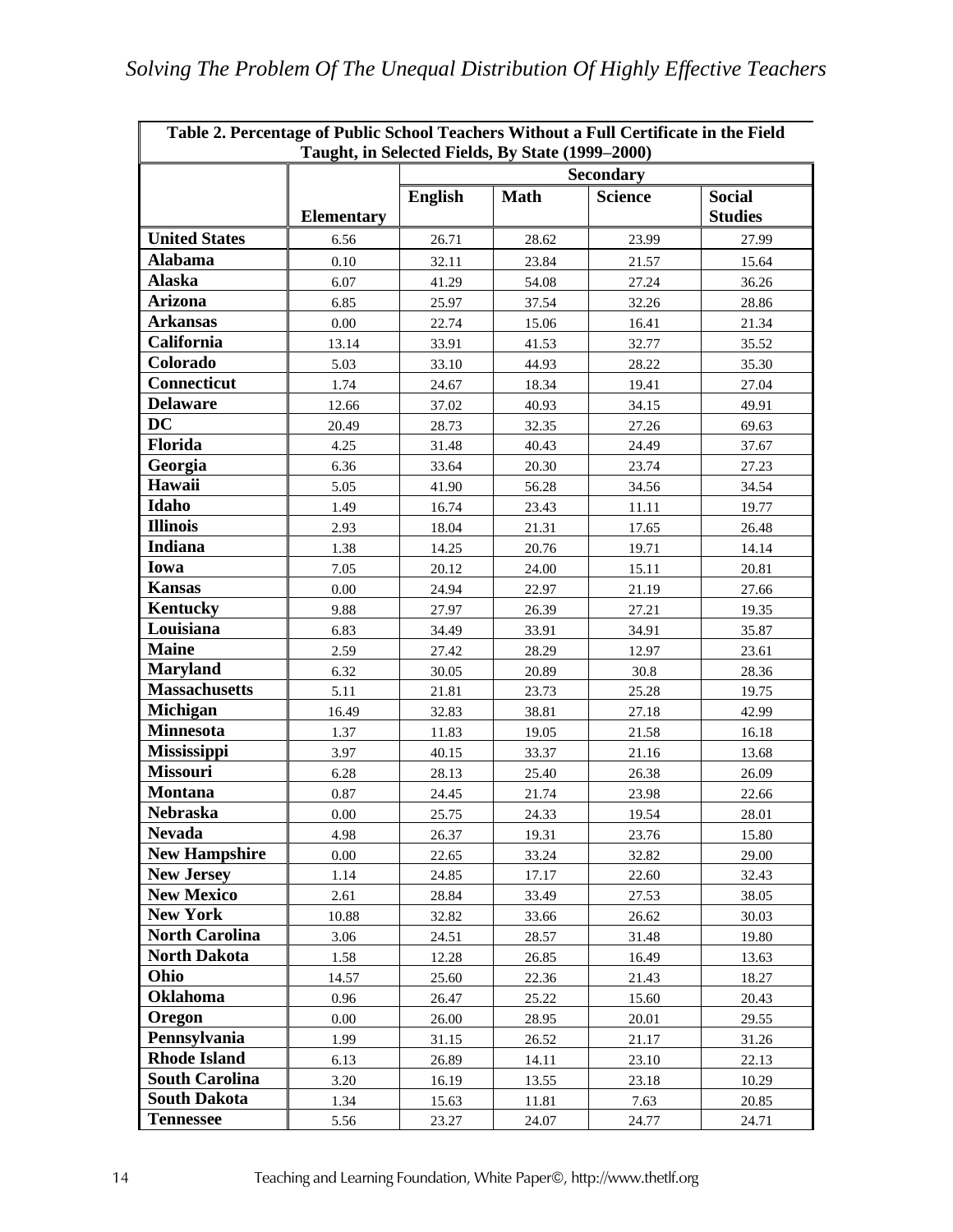**Table 2. Percentage of Public School Teachers Without a Full Certificate in the Field Taught, in Selected Fields, By State (1999–2000)**

| | | Secondary | | | |
|---|---|---|---|---|---|
| | Elementary | English | Math | Science | Social Studies |
| **United States** | 6.56 | 26.71 | 28.62 | 23.99 | 27.99 |
| **Alabama** | 0.10 | 32.11 | 23.84 | 21.57 | 15.64 |
| **Alaska** | 6.07 | 41.29 | 54.08 | 27.24 | 36.26 |
| **Arizona** | 6.85 | 25.97 | 37.54 | 32.26 | 28.86 |
| **Arkansas** | 0.00 | 22.74 | 15.06 | 16.41 | 21.34 |
| **California** | 13.14 | 33.91 | 41.53 | 32.77 | 35.52 |
| **Colorado** | 5.03 | 33.10 | 44.93 | 28.22 | 35.30 |
| **Connecticut** | 1.74 | 24.67 | 18.34 | 19.41 | 27.04 |
| **Delaware** | 12.66 | 37.02 | 40.93 | 34.15 | 49.91 |
| **DC** | 20.49 | 28.73 | 32.35 | 27.26 | 69.63 |
| **Florida** | 4.25 | 31.48 | 40.43 | 24.49 | 37.67 |
| **Georgia** | 6.36 | 33.64 | 20.30 | 23.74 | 27.23 |
| **Hawaii** | 5.05 | 41.90 | 56.28 | 34.56 | 34.54 |
| **Idaho** | 1.49 | 16.74 | 23.43 | 11.11 | 19.77 |
| **Illinois** | 2.93 | 18.04 | 21.31 | 17.65 | 26.48 |
| **Indiana** | 1.38 | 14.25 | 20.76 | 19.71 | 14.14 |
| **Iowa** | 7.05 | 20.12 | 24.00 | 15.11 | 20.81 |
| **Kansas** | 0.00 | 24.94 | 22.97 | 21.19 | 27.66 |
| **Kentucky** | 9.88 | 27.97 | 26.39 | 27.21 | 19.35 |
| **Louisiana** | 6.83 | 34.49 | 33.91 | 34.91 | 35.87 |
| **Maine** | 2.59 | 27.42 | 28.29 | 12.97 | 23.61 |
| **Maryland** | 6.32 | 30.05 | 20.89 | 30.8 | 28.36 |
| **Massachusetts** | 5.11 | 21.81 | 23.73 | 25.28 | 19.75 |
| **Michigan** | 16.49 | 32.83 | 38.81 | 27.18 | 42.99 |
| **Minnesota** | 1.37 | 11.83 | 19.05 | 21.58 | 16.18 |
| **Mississippi** | 3.97 | 40.15 | 33.37 | 21.16 | 13.68 |
| **Missouri** | 6.28 | 28.13 | 25.40 | 26.38 | 26.09 |
| **Montana** | 0.87 | 24.45 | 21.74 | 23.98 | 22.66 |
| **Nebraska** | 0.00 | 25.75 | 24.33 | 19.54 | 28.01 |
| **Nevada** | 4.98 | 26.37 | 19.31 | 23.76 | 15.80 |
| **New Hampshire** | 0.00 | 22.65 | 33.24 | 32.82 | 29.00 |
| **New Jersey** | 1.14 | 24.85 | 17.17 | 22.60 | 32.43 |
| **New Mexico** | 2.61 | 28.84 | 33.49 | 27.53 | 38.05 |
| **New York** | 10.88 | 32.82 | 33.66 | 26.62 | 30.03 |
| **North Carolina** | 3.06 | 24.51 | 28.57 | 31.48 | 19.80 |
| **North Dakota** | 1.58 | 12.28 | 26.85 | 16.49 | 13.63 |
| **Ohio** | 14.57 | 25.60 | 22.36 | 21.43 | 18.27 |
| **Oklahoma** | 0.96 | 26.47 | 25.22 | 15.60 | 20.43 |
| **Oregon** | 0.00 | 26.00 | 28.95 | 20.01 | 29.55 |
| **Pennsylvania** | 1.99 | 31.15 | 26.52 | 21.17 | 31.26 |
| **Rhode Island** | 6.13 | 26.89 | 14.11 | 23.10 | 22.13 |
| **South Carolina** | 3.20 | 16.19 | 13.55 | 23.18 | 10.29 |
| **South Dakota** | 1.34 | 15.63 | 11.81 | 7.63 | 20.85 |
| **Tennessee** | 5.56 | 23.27 | 24.07 | 24.77 | 24.71 |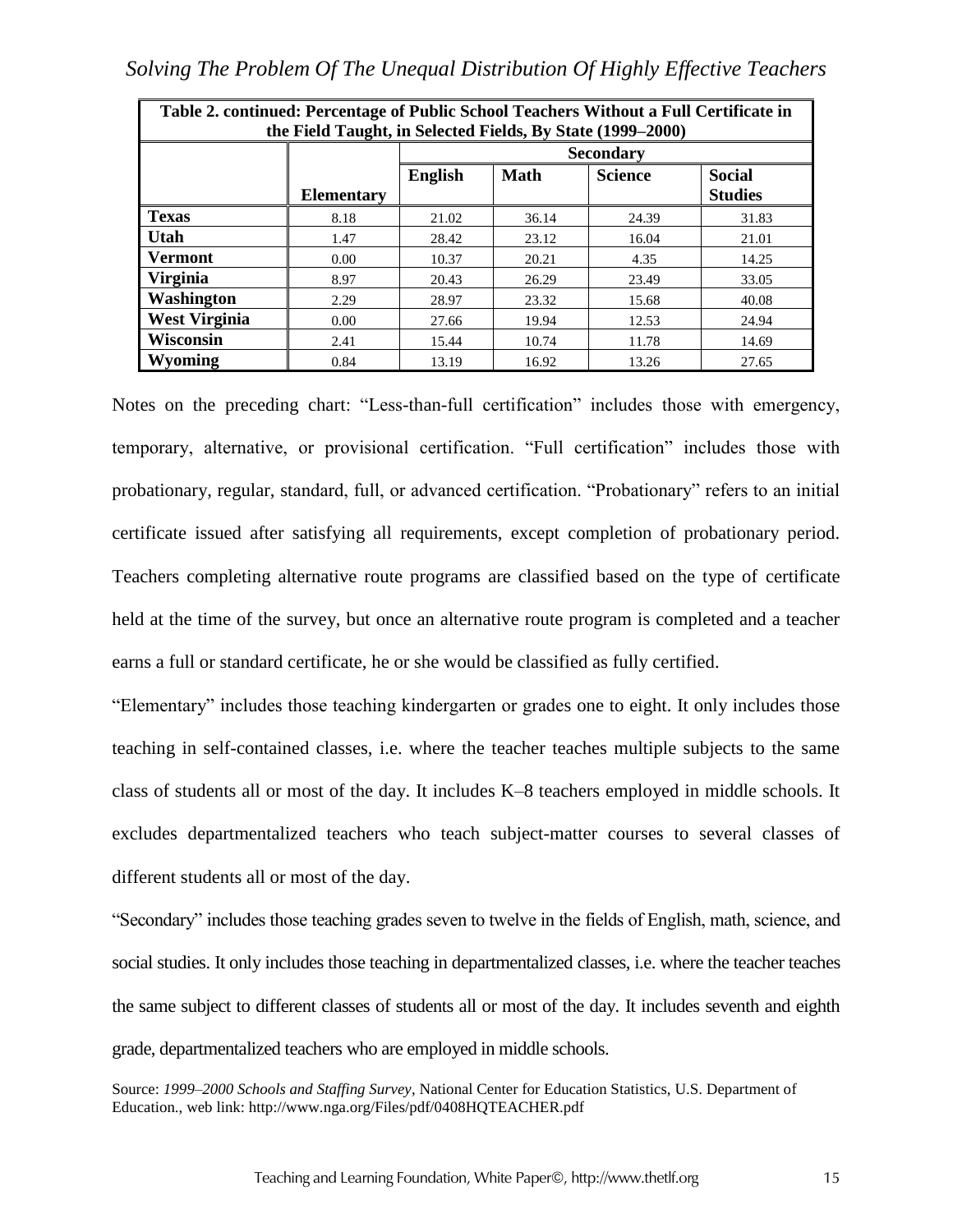| Table 2. continued: Percentage of Public School Teachers Without a Full Certificate in the Field Taught, in Selected Fields, By State (1999–2000) | | | | | |
|---|---|---|---|---|---|
| | | Secondary | | | |
| | Elementary | English | Math | Science | Social Studies |
| **Texas** | 8.18 | 21.02 | 36.14 | 24.39 | 31.83 |
| **Utah** | 1.47 | 28.42 | 23.12 | 16.04 | 21.01 |
| **Vermont** | 0.00 | 10.37 | 20.21 | 4.35 | 14.25 |
| **Virginia** | 8.97 | 20.43 | 26.29 | 23.49 | 33.05 |
| **Washington** | 2.29 | 28.97 | 23.32 | 15.68 | 40.08 |
| **West Virginia** | 0.00 | 27.66 | 19.94 | 12.53 | 24.94 |
| **Wisconsin** | 2.41 | 15.44 | 10.74 | 11.78 | 14.69 |
| **Wyoming** | 0.84 | 13.19 | 16.92 | 13.26 | 27.65 |

Notes on the preceding chart: "Less-than-full certification" includes those with emergency, temporary, alternative, or provisional certification. "Full certification" includes those with probationary, regular, standard, full, or advanced certification. "Probationary" refers to an initial certificate issued after satisfying all requirements, except completion of probationary period. Teachers completing alternative route programs are classified based on the type of certificate held at the time of the survey, but once an alternative route program is completed and a teacher earns a full or standard certificate, he or she would be classified as fully certified.

"Elementary" includes those teaching kindergarten or grades one to eight. It only includes those teaching in self-contained classes, i.e. where the teacher teaches multiple subjects to the same class of students all or most of the day. It includes K–8 teachers employed in middle schools. It excludes departmentalized teachers who teach subject-matter courses to several classes of different students all or most of the day.

"Secondary" includes those teaching grades seven to twelve in the fields of English, math, science, and social studies. It only includes those teaching in departmentalized classes, i.e. where the teacher teaches the same subject to different classes of students all or most of the day. It includes seventh and eighth grade, departmentalized teachers who are employed in middle schools.

Source: *1999–2000 Schools and Staffing Survey*, National Center for Education Statistics, U.S. Department of Education., web link: http://www.nga.org/Files/pdf/0408HQTEACHER.pdf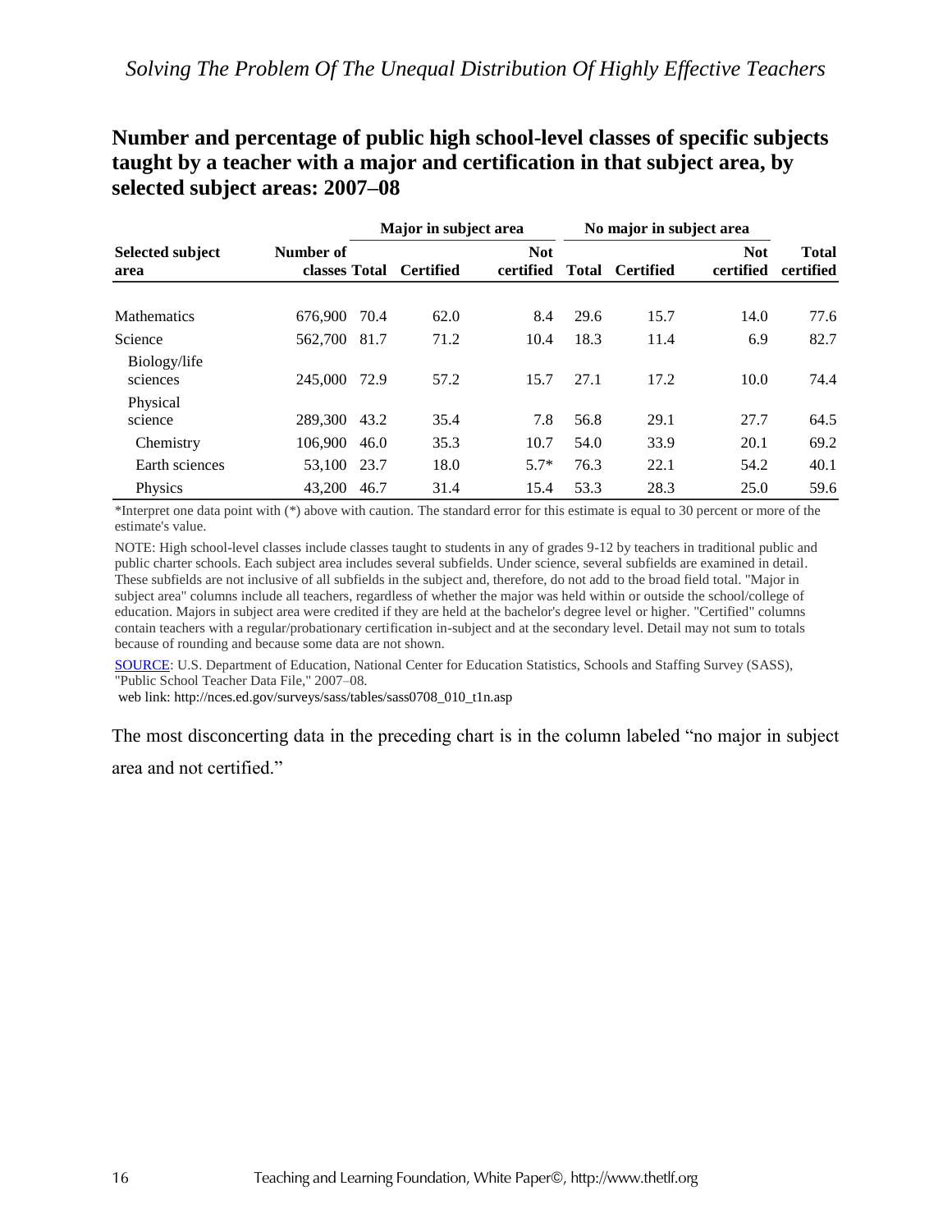## Number and percentage of public high school-level classes of specific subjects taught by a teacher with a major and certification in that subject area, by selected subject areas: 2007–08

| Selected subject area | Number of classes | Major in subject area | | | No major in subject area | | | Total certified |
|---|---|---|---|---|---|---|---|---|
| | | Total | Certified | Not certified | Total | Certified | Not certified | |
| Mathematics | 676,900 | 70.4 | 62.0 | 8.4 | 29.6 | 15.7 | 14.0 | 77.6 |
| Science | 562,700 | 81.7 | 71.2 | 10.4 | 18.3 | 11.4 | 6.9 | 82.7 |
| Biology/life sciences | 245,000 | 72.9 | 57.2 | 15.7 | 27.1 | 17.2 | 10.0 | 74.4 |
| Physical science | 289,300 | 43.2 | 35.4 | 7.8 | 56.8 | 29.1 | 27.7 | 64.5 |
| Chemistry | 106,900 | 46.0 | 35.3 | 10.7 | 54.0 | 33.9 | 20.1 | 69.2 |
| Earth sciences | 53,100 | 23.7 | 18.0 | 5.7* | 76.3 | 22.1 | 54.2 | 40.1 |
| Physics | 43,200 | 46.7 | 31.4 | 15.4 | 53.3 | 28.3 | 25.0 | 59.6 |

*Interpret one data point with (*) above with caution. The standard error for this estimate is equal to 30 percent or more of the estimate's value.

NOTE: High school-level classes include classes taught to students in any of grades 9-12 by teachers in traditional public and public charter schools. Each subject area includes several subfields. Under science, several subfields are examined in detail. These subfields are not inclusive of all subfields in the subject and, therefore, do not add to the broad field total. "Major in subject area" columns include all teachers, regardless of whether the major was held within or outside the school/college of education. Majors in subject area were credited if they are held at the bachelor's degree level or higher. "Certified" columns contain teachers with a regular/probationary certification in-subject and at the secondary level. Detail may not sum to totals because of rounding and because some data are not shown.

SOURCE: U.S. Department of Education, National Center for Education Statistics, Schools and Staffing Survey (SASS), "Public School Teacher Data File," 2007–08.

web link: http://nces.ed.gov/surveys/sass/tables/sass0708_010_t1n.asp

The most disconcerting data in the preceding chart is in the column labeled "no major in subject area and not certified."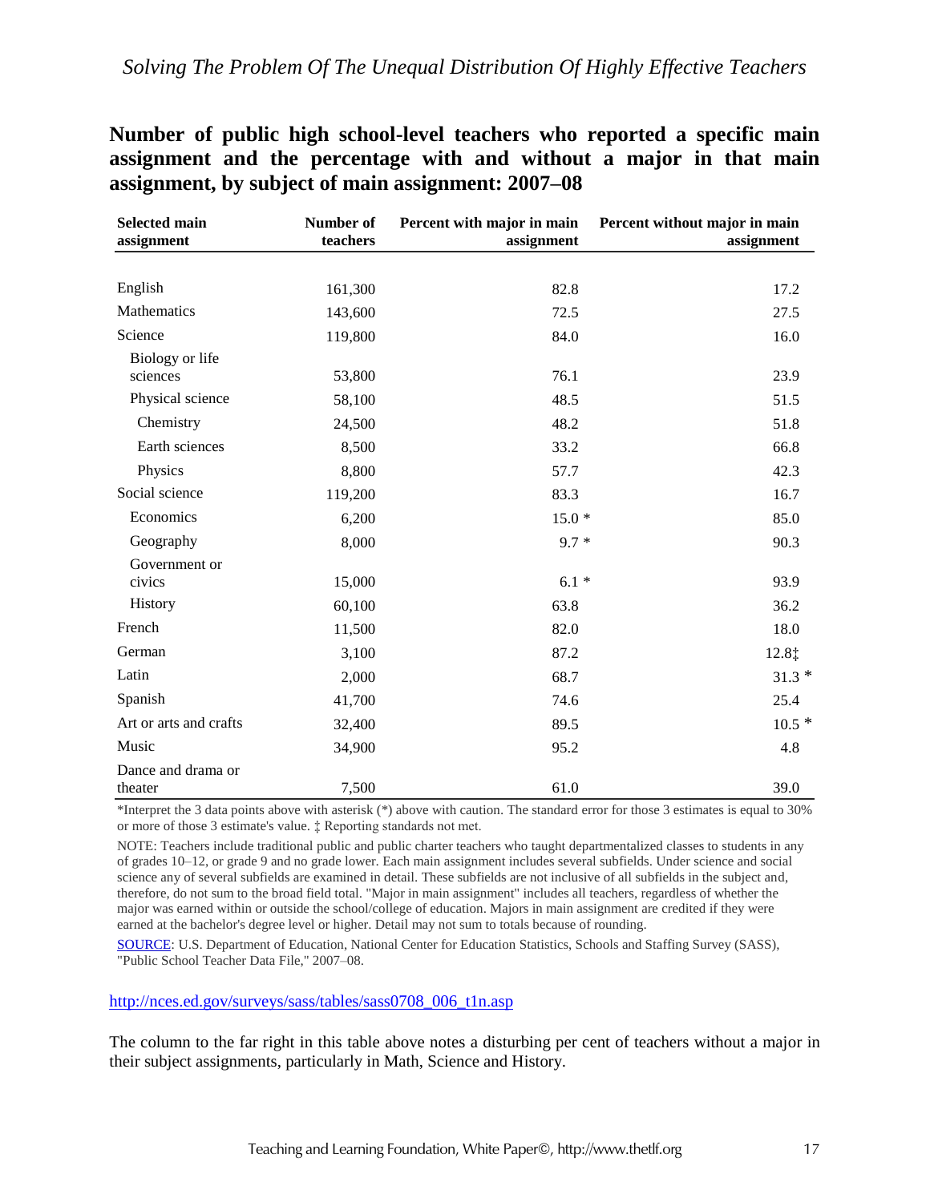## Number of public high school-level teachers who reported a specific main assignment and the percentage with and without a major in that main assignment, by subject of main assignment: 2007–08

| Selected main assignment | Number of teachers | Percent with major in main assignment | Percent without major in main assignment |
|---|---|---|---|
| English | 161,300 | 82.8 | 17.2 |
| Mathematics | 143,600 | 72.5 | 27.5 |
| Science | 119,800 | 84.0 | 16.0 |
| Biology or life sciences | 53,800 | 76.1 | 23.9 |
| Physical science | 58,100 | 48.5 | 51.5 |
| Chemistry | 24,500 | 48.2 | 51.8 |
| Earth sciences | 8,500 | 33.2 | 66.8 |
| Physics | 8,800 | 57.7 | 42.3 |
| Social science | 119,200 | 83.3 | 16.7 |
| Economics | 6,200 | 15.0 * | 85.0 |
| Geography | 8,000 | 9.7 * | 90.3 |
| Government or civics | 15,000 | 6.1 * | 93.9 |
| History | 60,100 | 63.8 | 36.2 |
| French | 11,500 | 82.0 | 18.0 |
| German | 3,100 | 87.2 | 12.8‡ |
| Latin | 2,000 | 68.7 | 31.3 * |
| Spanish | 41,700 | 74.6 | 25.4 |
| Art or arts and crafts | 32,400 | 89.5 | 10.5 * |
| Music | 34,900 | 95.2 | 4.8 |
| Dance and drama or theater | 7,500 | 61.0 | 39.0 |

*Interpret the 3 data points above with asterisk (*) above with caution. The standard error for those 3 estimates is equal to 30% or more of those 3 estimate's value. ‡ Reporting standards not met.

NOTE: Teachers include traditional public and public charter teachers who taught departmentalized classes to students in any of grades 10–12, or grade 9 and no grade lower. Each main assignment includes several subfields. Under science and social science any of several subfields are examined in detail. These subfields are not inclusive of all subfields in the subject and, therefore, do not sum to the broad field total. "Major in main assignment" includes all teachers, regardless of whether the major was earned within or outside the school/college of education. Majors in main assignment are credited if they were earned at the bachelor's degree level or higher. Detail may not sum to totals because of rounding.

SOURCE: U.S. Department of Education, National Center for Education Statistics, Schools and Staffing Survey (SASS), "Public School Teacher Data File," 2007–08.

http://nces.ed.gov/surveys/sass/tables/sass0708_006_t1n.asp

The column to the far right in this table above notes a disturbing per cent of teachers without a major in their subject assignments, particularly in Math, Science and History.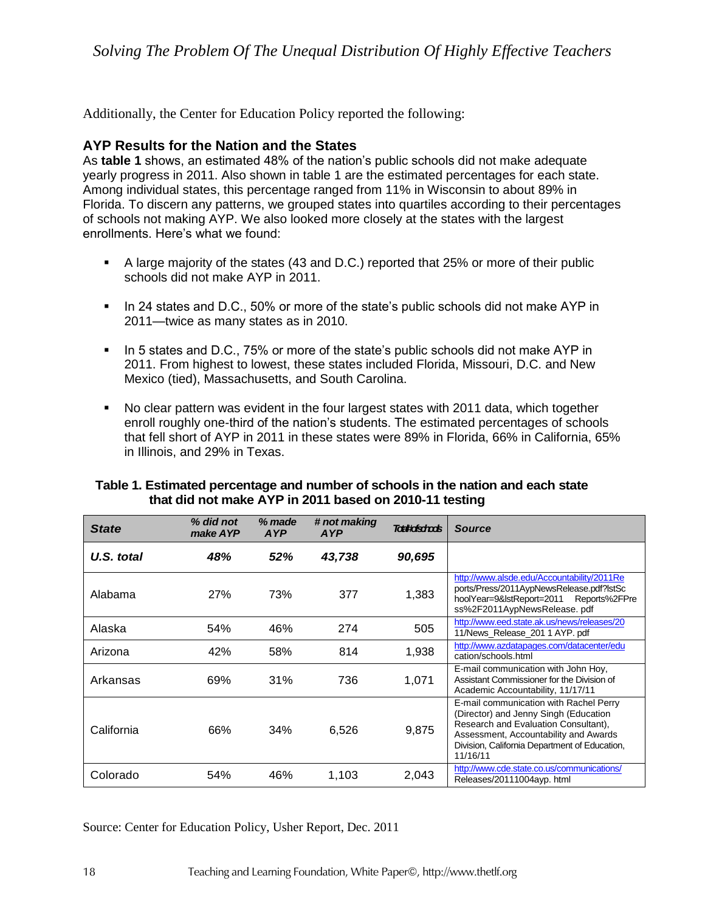Additionally, the Center for Education Policy reported the following:

### AYP Results for the Nation and the States

As **table 1** shows, an estimated 48% of the nation's public schools did not make adequate yearly progress in 2011. Also shown in table 1 are the estimated percentages for each state. Among individual states, this percentage ranged from 11% in Wisconsin to about 89% in Florida. To discern any patterns, we grouped states into quartiles according to their percentages of schools not making AYP. We also looked more closely at the states with the largest enrollments. Here's what we found:

- A large majority of the states (43 and D.C.) reported that 25% or more of their public schools did not make AYP in 2011.
- In 24 states and D.C., 50% or more of the state's public schools did not make AYP in 2011—twice as many states as in 2010.
- In 5 states and D.C., 75% or more of the state's public schools did not make AYP in 2011. From highest to lowest, these states included Florida, Missouri, D.C. and New Mexico (tied), Massachusetts, and South Carolina.
- No clear pattern was evident in the four largest states with 2011 data, which together enroll roughly one-third of the nation's students. The estimated percentages of schools that fell short of AYP in 2011 in these states were 89% in Florida, 66% in California, 65% in Illinois, and 29% in Texas.

**Table 1. Estimated percentage and number of schools in the nation and each state that did not make AYP in 2011 based on 2010-11 testing**

| *State* | *% did not make AYP* | *% made AYP* | *# not making AYP* | *Total # of schools* | *Source* |
|---|---|---|---|---|---|
| ***U.S. total*** | ***48%*** | ***52%*** | ***43,738*** | ***90,695*** | |
| Alabama | 27% | 73% | 377 | 1,383 | http://www.alsde.edu/Accountability/2011Reports/Press/2011AypNewsRelease.pdf?lstSchoolYear=9&lstReport=2011 Reports%2FPress%2F2011AypNewsRelease. pdf |
| Alaska | 54% | 46% | 274 | 505 | http://www.eed.state.ak.us/news/releases/2011/News_Release_201 1 AYP. pdf |
| Arizona | 42% | 58% | 814 | 1,938 | http://www.azdatapages.com/datacenter/education/schools.html |
| Arkansas | 69% | 31% | 736 | 1,071 | E-mail communication with John Hoy, Assistant Commissioner for the Division of Academic Accountability, 11/17/11 |
| California | 66% | 34% | 6,526 | 9,875 | E-mail communication with Rachel Perry (Director) and Jenny Singh (Education Research and Evaluation Consultant), Assessment, Accountability and Awards Division, California Department of Education, 11/16/11 |
| Colorado | 54% | 46% | 1,103 | 2,043 | http://www.cde.state.co.us/communications/Releases/20111004ayp. html |

Source: Center for Education Policy, Usher Report, Dec. 2011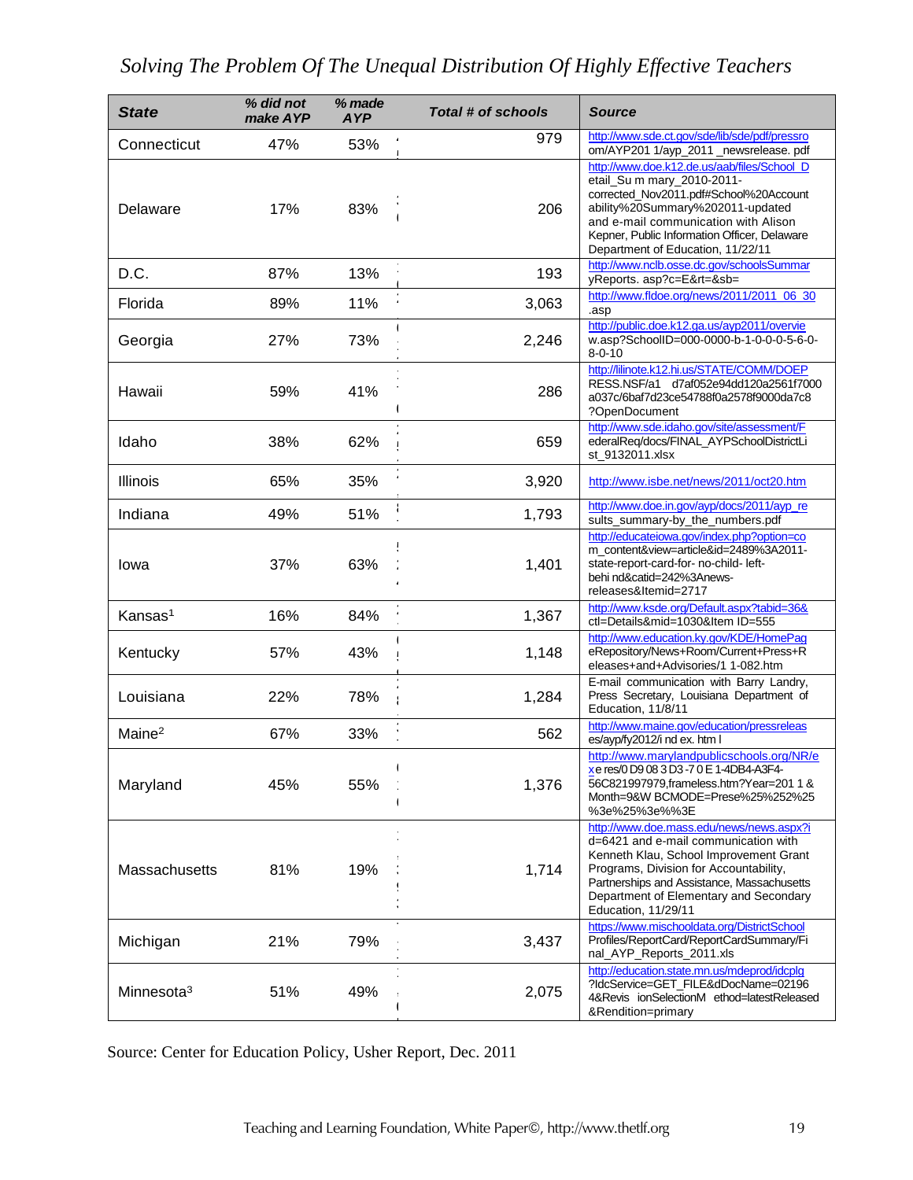| State | % did not make AYP | % made AYP | Total # of schools | Source |
|---|---|---|---|---|
| Connecticut | 47% | 53% | 979 | http://www.sde.ct.gov/sde/lib/sde/pdf/pressroom/AYP201 1/ayp_2011 _newsrelease. pdf |
| Delaware | 17% | 83% | 206 | http://www.doe.k12.de.us/aab/files/School_Detail_Su m mary_2010-2011-corrected_Nov2011.pdf#School%20Accountability%20Summary%202011-updated and e-mail communication with Alison Kepner, Public Information Officer, Delaware Department of Education, 11/22/11 |
| D.C. | 87% | 13% | 193 | http://www.nclb.osse.dc.gov/schoolsSummaryReports. asp?c=E&rt=&sb= |
| Florida | 89% | 11% | 3,063 | http://www.fldoe.org/news/2011/2011_06_30.asp |
| Georgia | 27% | 73% | 2,246 | http://public.doe.k12.ga.us/ayp2011/overview.asp?SchoolID=000-0000-b-1-0-0-0-5-6-0-8-0-10 |
| Hawaii | 59% | 41% | 286 | http://lilinote.k12.hi.us/STATE/COMM/DOEPRESS.NSF/a1 d7af052e94dd120a2561f7000a037c/6baf7d23ce54788f0a2578f9000da7c8?OpenDocument |
| Idaho | 38% | 62% | 659 | http://www.sde.idaho.gov/site/assessment/FederalReq/docs/FINAL_AYPSchoolDistrictList_9132011.xlsx |
| Illinois | 65% | 35% | 3,920 | http://www.isbe.net/news/2011/oct20.htm |
| Indiana | 49% | 51% | 1,793 | http://www.doe.in.gov/ayp/docs/2011/ayp_results_summary-by_the_numbers.pdf |
| Iowa | 37% | 63% | 1,401 | http://educateiowa.gov/index.php?option=com_content&view=article&id=2489%3A2011-state-report-card-for- no-child- left-behi nd&catid=242%3Anews-releases&Itemid=2717 |
| Kansas[1] | 16% | 84% | 1,367 | http://www.ksde.org/Default.aspx?tabid=36&ctl=Details&mid=1030&Item ID=555 |
| Kentucky | 57% | 43% | 1,148 | http://www.education.ky.gov/KDE/HomePageRepository/News+Room/Current+Press+Releases+and+Advisories/1 1-082.htm |
| Louisiana | 22% | 78% | 1,284 | E-mail communication with Barry Landry, Press Secretary, Louisiana Department of Education, 11/8/11 |
| Maine[2] | 67% | 33% | 562 | http://www.maine.gov/education/pressreleases/ayp/fy2012/i nd ex. htm l |
| Maryland | 45% | 55% | 1,376 | http://www.marylandpublicschools.org/NR/exe res/0 D9 08 3 D3 -7 0 E 1-4DB4-A3F4-56C821997979,frameless.htm?Year=201 1 & Month=9&W BCMODE=Prese%25%252%25%3e%25%3e%%3E |
| Massachusetts | 81% | 19% | 1,714 | http://www.doe.mass.edu/news/news.aspx?id=6421 and e-mail communication with Kenneth Klau, School Improvement Grant Programs, Division for Accountability, Partnerships and Assistance, Massachusetts Department of Elementary and Secondary Education, 11/29/11 |
| Michigan | 21% | 79% | 3,437 | https://www.mischooldata.org/DistrictSchoolProfiles/ReportCard/ReportCardSummary/Final_AYP_Reports_2011.xls |
| Minnesota[3] | 51% | 49% | 2,075 | http://education.state.mn.us/mdeprod/idcplg?IdcService=GET_FILE&dDocName=021964&Revis ionSelectionM ethod=latestReleased&Rendition=primary |

Source: Center for Education Policy, Usher Report, Dec. 2011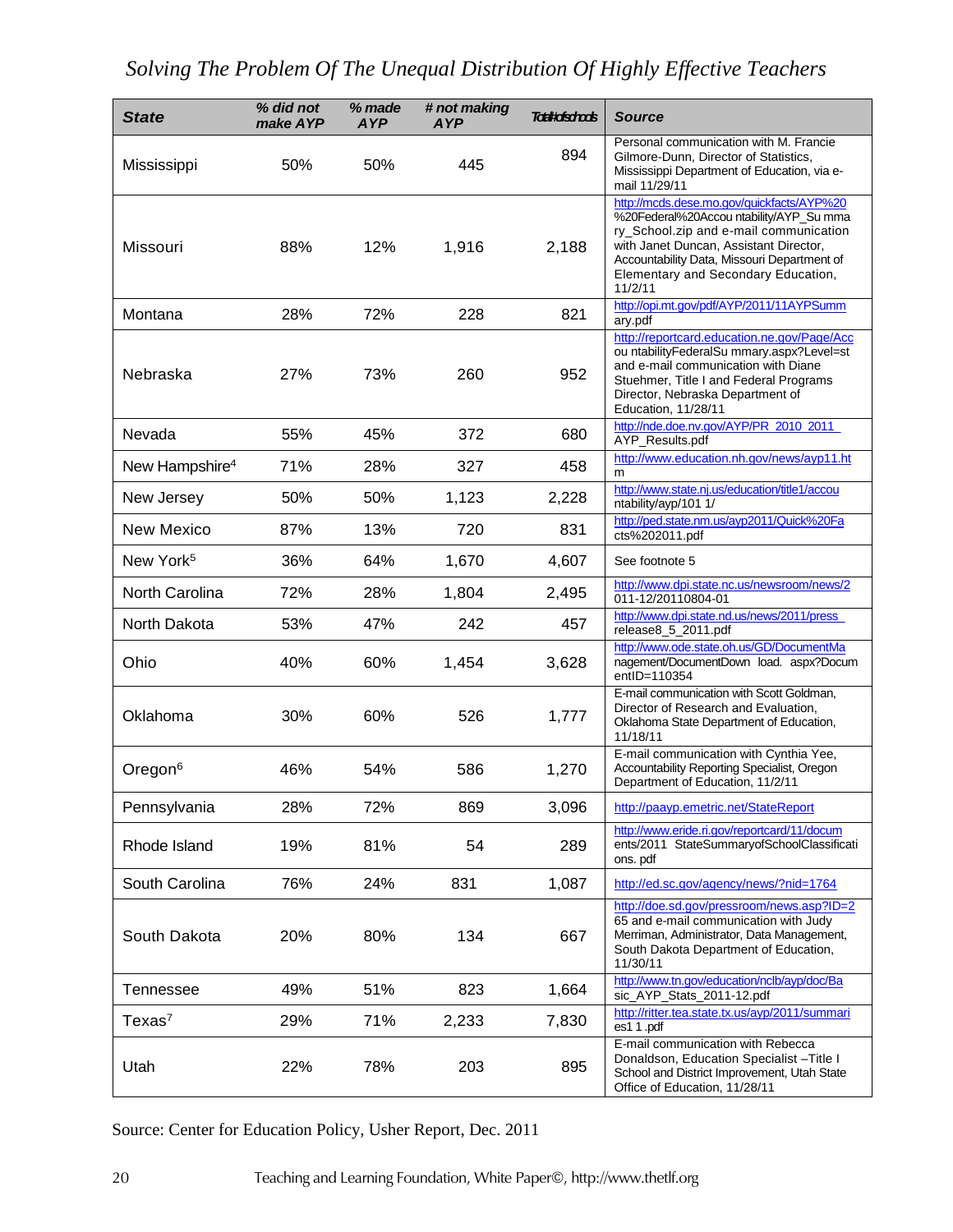| State | % did not make AYP | % made AYP | # not making AYP | Total # of schools | Source |
|---|---|---|---|---|---|
| Mississippi | 50% | 50% | 445 | 894 | Personal communication with M. Francie Gilmore-Dunn, Director of Statistics, Mississippi Department of Education, via e-mail 11/29/11 |
| Missouri | 88% | 12% | 1,916 | 2,188 | http://mcds.dese.mo.gov/quickfacts/AYP%20 %20Federal%20Accou ntability/AYP_Su mma ry_School.zip and e-mail communication with Janet Duncan, Assistant Director, Accountability Data, Missouri Department of Elementary and Secondary Education, 11/2/11 |
| Montana | 28% | 72% | 228 | 821 | http://opi.mt.gov/pdf/AYP/2011/11AYPSumm ary.pdf |
| Nebraska | 27% | 73% | 260 | 952 | http://reportcard.education.ne.gov/Page/Acc ou ntabilityFederalSu mmary.aspx?Level=st and e-mail communication with Diane Stuehmer, Title I and Federal Programs Director, Nebraska Department of Education, 11/28/11 |
| Nevada | 55% | 45% | 372 | 680 | http://nde.doe.nv.gov/AYP/PR_2010_2011_ AYP_Results.pdf |
| New Hampshire[4] | 71% | 28% | 327 | 458 | http://www.education.nh.gov/news/ayp11.ht m |
| New Jersey | 50% | 50% | 1,123 | 2,228 | http://www.state.nj.us/education/title1/accou ntability/ayp/101 1/ |
| New Mexico | 87% | 13% | 720 | 831 | http://ped.state.nm.us/ayp2011/Quick%20Fa cts%202011.pdf |
| New York[5] | 36% | 64% | 1,670 | 4,607 | See footnote 5 |
| North Carolina | 72% | 28% | 1,804 | 2,495 | http://www.dpi.state.nc.us/newsroom/news/2 011-12/20110804-01 |
| North Dakota | 53% | 47% | 242 | 457 | http://www.dpi.state.nd.us/news/2011/press_ release8_5_2011.pdf |
| Ohio | 40% | 60% | 1,454 | 3,628 | http://www.ode.state.oh.us/GD/DocumentMa nagement/DocumentDown load. aspx?Docum entID=110354 |
| Oklahoma | 30% | 60% | 526 | 1,777 | E-mail communication with Scott Goldman, Director of Research and Evaluation, Oklahoma State Department of Education, 11/18/11 |
| Oregon[6] | 46% | 54% | 586 | 1,270 | E-mail communication with Cynthia Yee, Accountability Reporting Specialist, Oregon Department of Education, 11/2/11 |
| Pennsylvania | 28% | 72% | 869 | 3,096 | http://paayp.emetric.net/StateReport |
| Rhode Island | 19% | 81% | 54 | 289 | http://www.eride.ri.gov/reportcard/11/docum ents/2011 StateSummaryofSchoolClassificati ons. pdf |
| South Carolina | 76% | 24% | 831 | 1,087 | http://ed.sc.gov/agency/news/?nid=1764 |
| South Dakota | 20% | 80% | 134 | 667 | http://doe.sd.gov/pressroom/news.asp?ID=2 65 and e-mail communication with Judy Merriman, Administrator, Data Management, South Dakota Department of Education, 11/30/11 |
| Tennessee | 49% | 51% | 823 | 1,664 | http://www.tn.gov/education/nclb/ayp/doc/Ba sic_AYP_Stats_2011-12.pdf |
| Texas[7] | 29% | 71% | 2,233 | 7,830 | http://ritter.tea.state.tx.us/ayp/2011/summari es1 1 .pdf |
| Utah | 22% | 78% | 203 | 895 | E-mail communication with Rebecca Donaldson, Education Specialist –Title I School and District Improvement, Utah State Office of Education, 11/28/11 |

Source: Center for Education Policy, Usher Report, Dec. 2011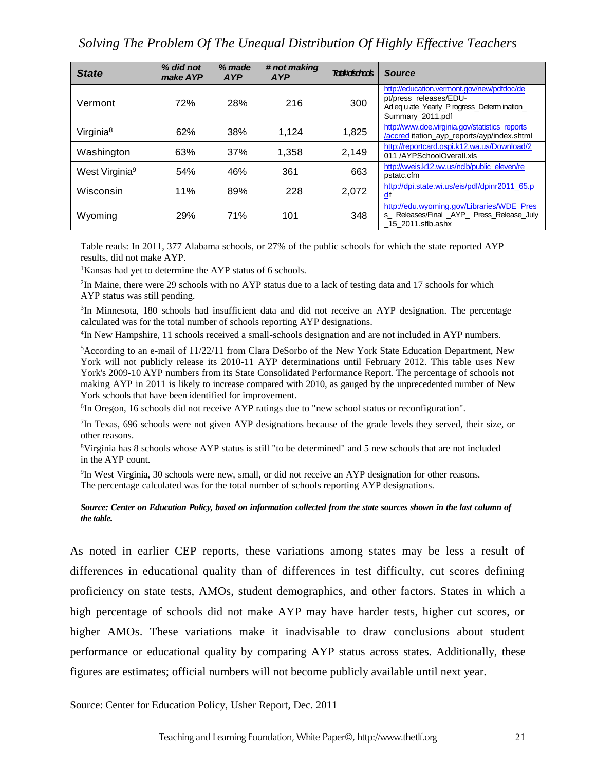| State | % did not make AYP | % made AYP | # not making AYP | Total # of schools | Source |
|---|---|---|---|---|---|
| Vermont | 72% | 28% | 216 | 300 | http://education.vermont.gov/new/pdfdoc/dept/press_releases/EDU-Adequate_Yearly_Progress_Determination_Summary_2011.pdf |
| Virginia[8] | 62% | 38% | 1,124 | 1,825 | http://www.doe.virginia.gov/statistics_reports/accreditation_ayp_reports/ayp/index.shtml |
| Washington | 63% | 37% | 1,358 | 2,149 | http://reportcard.ospi.k12.wa.us/Download/2011/AYPSchoolOverall.xls |
| West Virginia[9] | 54% | 46% | 361 | 663 | http://wveis.k12.wv.us/nclb/public_eleven/repstatc.cfm |
| Wisconsin | 11% | 89% | 228 | 2,072 | http://dpi.state.wi.us/eis/pdf/dpinr2011_65.pdf |
| Wyoming | 29% | 71% | 101 | 348 | http://edu.wyoming.gov/Libraries/WDE_Press_Releases/Final_AYP_Press_Release_July_15_2011.sflb.ashx |

Table reads: In 2011, 377 Alabama schools, or 27% of the public schools for which the state reported AYP results, did not make AYP.

[1]Kansas had yet to determine the AYP status of 6 schools.

[2]In Maine, there were 29 schools with no AYP status due to a lack of testing data and 17 schools for which AYP status was still pending.

[3]In Minnesota, 180 schools had insufficient data and did not receive an AYP designation. The percentage calculated was for the total number of schools reporting AYP designations.

[4]In New Hampshire, 11 schools received a small-schools designation and are not included in AYP numbers.

[5]According to an e-mail of 11/22/11 from Clara DeSorbo of the New York State Education Department, New York will not publicly release its 2010-11 AYP determinations until February 2012. This table uses New York's 2009-10 AYP numbers from its State Consolidated Performance Report. The percentage of schools not making AYP in 2011 is likely to increase compared with 2010, as gauged by the unprecedented number of New York schools that have been identified for improvement.

[6]In Oregon, 16 schools did not receive AYP ratings due to "new school status or reconfiguration".

[7]In Texas, 696 schools were not given AYP designations because of the grade levels they served, their size, or other reasons.

[8]Virginia has 8 schools whose AYP status is still "to be determined" and 5 new schools that are not included in the AYP count.

[9]In West Virginia, 30 schools were new, small, or did not receive an AYP designation for other reasons. The percentage calculated was for the total number of schools reporting AYP designations.

***Source: Center on Education Policy, based on information collected from the state sources shown in the last column of the table.***

As noted in earlier CEP reports, these variations among states may be less a result of differences in educational quality than of differences in test difficulty, cut scores defining proficiency on state tests, AMOs, student demographics, and other factors. States in which a high percentage of schools did not make AYP may have harder tests, higher cut scores, or higher AMOs. These variations make it inadvisable to draw conclusions about student performance or educational quality by comparing AYP status across states. Additionally, these figures are estimates; official numbers will not become publicly available until next year.

Source: Center for Education Policy, Usher Report, Dec. 2011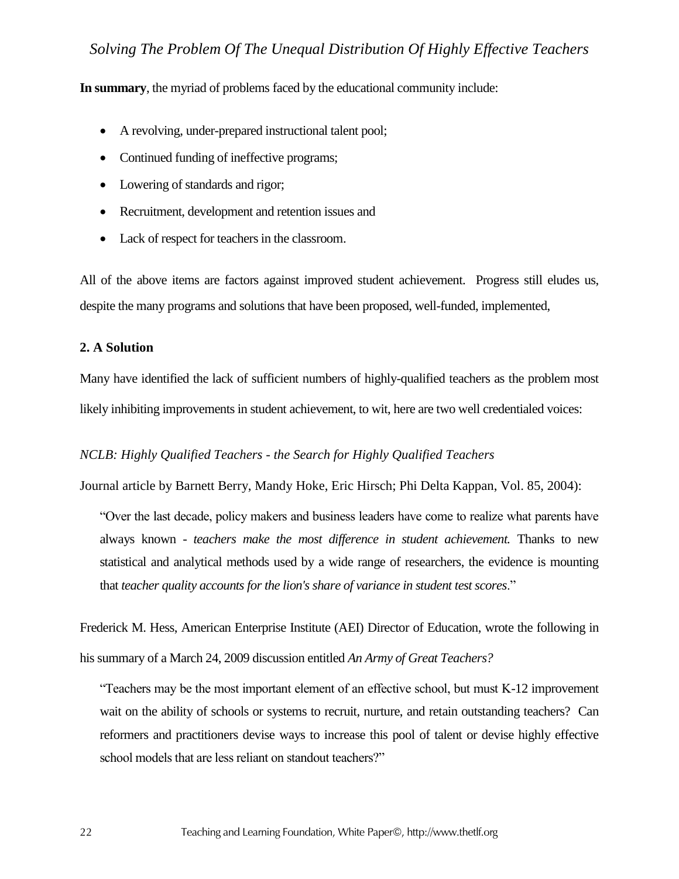**In summary**, the myriad of problems faced by the educational community include:

- A revolving, under-prepared instructional talent pool;
- Continued funding of ineffective programs;
- Lowering of standards and rigor;
- Recruitment, development and retention issues and
- Lack of respect for teachers in the classroom.

All of the above items are factors against improved student achievement. Progress still eludes us, despite the many programs and solutions that have been proposed, well-funded, implemented,

## 2. A Solution

Many have identified the lack of sufficient numbers of highly-qualified teachers as the problem most likely inhibiting improvements in student achievement, to wit, here are two well credentialed voices:

*NCLB: Highly Qualified Teachers - the Search for Highly Qualified Teachers*

Journal article by Barnett Berry, Mandy Hoke, Eric Hirsch; Phi Delta Kappan, Vol. 85, 2004):

> "Over the last decade, policy makers and business leaders have come to realize what parents have always known - *teachers make the most difference in student achievement.* Thanks to new statistical and analytical methods used by a wide range of researchers, the evidence is mounting that *teacher quality accounts for the lion's share of variance in student test scores*."

Frederick M. Hess, American Enterprise Institute (AEI) Director of Education, wrote the following in his summary of a March 24, 2009 discussion entitled *An Army of Great Teachers?*

> "Teachers may be the most important element of an effective school, but must K-12 improvement wait on the ability of schools or systems to recruit, nurture, and retain outstanding teachers? Can reformers and practitioners devise ways to increase this pool of talent or devise highly effective school models that are less reliant on standout teachers?"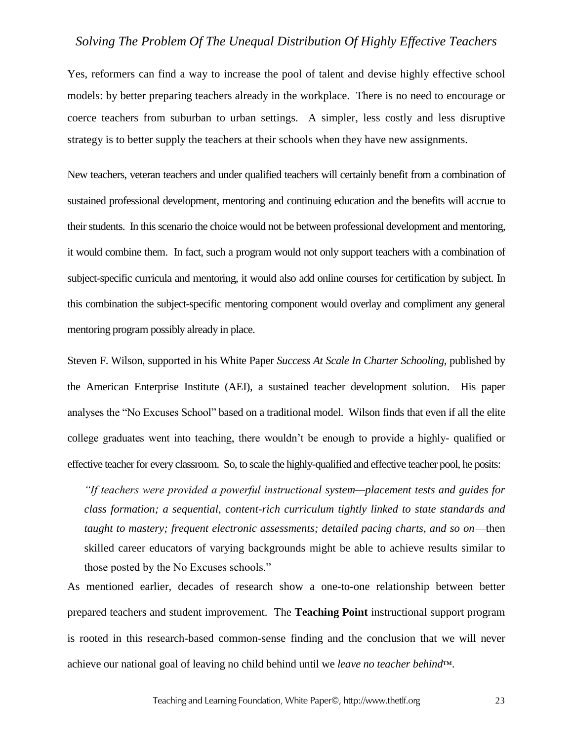Yes, reformers can find a way to increase the pool of talent and devise highly effective school models: by better preparing teachers already in the workplace. There is no need to encourage or coerce teachers from suburban to urban settings. A simpler, less costly and less disruptive strategy is to better supply the teachers at their schools when they have new assignments.

New teachers, veteran teachers and under qualified teachers will certainly benefit from a combination of sustained professional development, mentoring and continuing education and the benefits will accrue to their students. In this scenario the choice would not be between professional development and mentoring, it would combine them. In fact, such a program would not only support teachers with a combination of subject-specific curricula and mentoring, it would also add online courses for certification by subject. In this combination the subject-specific mentoring component would overlay and compliment any general mentoring program possibly already in place.

Steven F. Wilson, supported in his White Paper *Success At Scale In Charter Schooling*, published by the American Enterprise Institute (AEI), a sustained teacher development solution. His paper analyses the "No Excuses School" based on a traditional model. Wilson finds that even if all the elite college graduates went into teaching, there wouldn't be enough to provide a highly- qualified or effective teacher for every classroom. So, to scale the highly-qualified and effective teacher pool, he posits:

> *"If teachers were provided a powerful instructional system—placement tests and guides for class formation; a sequential, content-rich curriculum tightly linked to state standards and taught to mastery; frequent electronic assessments; detailed pacing charts, and so on*—then skilled career educators of varying backgrounds might be able to achieve results similar to those posted by the No Excuses schools."

As mentioned earlier, decades of research show a one-to-one relationship between better prepared teachers and student improvement. The **Teaching Point** instructional support program is rooted in this research-based common-sense finding and the conclusion that we will never achieve our national goal of leaving no child behind until we *leave no teacher behind*™.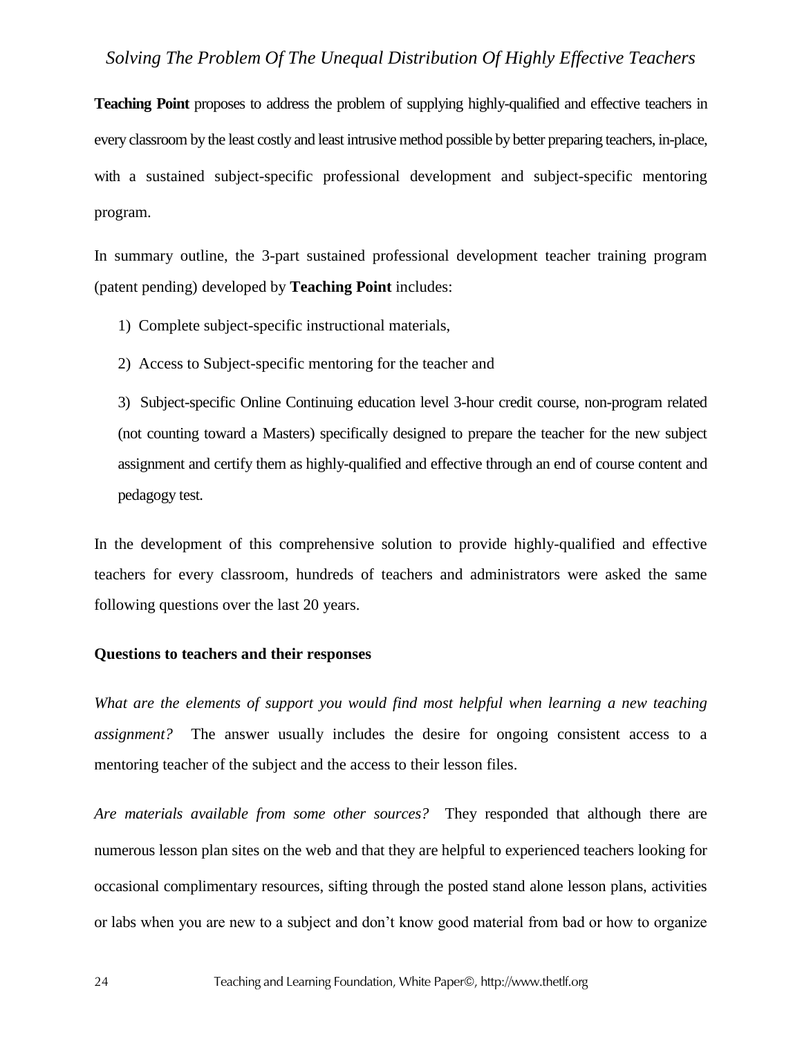**Teaching Point** proposes to address the problem of supplying highly-qualified and effective teachers in every classroom by the least costly and least intrusive method possible by better preparing teachers, in-place, with a sustained subject-specific professional development and subject-specific mentoring program.

In summary outline, the 3-part sustained professional development teacher training program (patent pending) developed by **Teaching Point** includes:

1) Complete subject-specific instructional materials,

2) Access to Subject-specific mentoring for the teacher and

3) Subject-specific Online Continuing education level 3-hour credit course, non-program related (not counting toward a Masters) specifically designed to prepare the teacher for the new subject assignment and certify them as highly-qualified and effective through an end of course content and pedagogy test.

In the development of this comprehensive solution to provide highly-qualified and effective teachers for every classroom, hundreds of teachers and administrators were asked the same following questions over the last 20 years.

**Questions to teachers and their responses**

*What are the elements of support you would find most helpful when learning a new teaching assignment?* The answer usually includes the desire for ongoing consistent access to a mentoring teacher of the subject and the access to their lesson files.

*Are materials available from some other sources?* They responded that although there are numerous lesson plan sites on the web and that they are helpful to experienced teachers looking for occasional complimentary resources, sifting through the posted stand alone lesson plans, activities or labs when you are new to a subject and don't know good material from bad or how to organize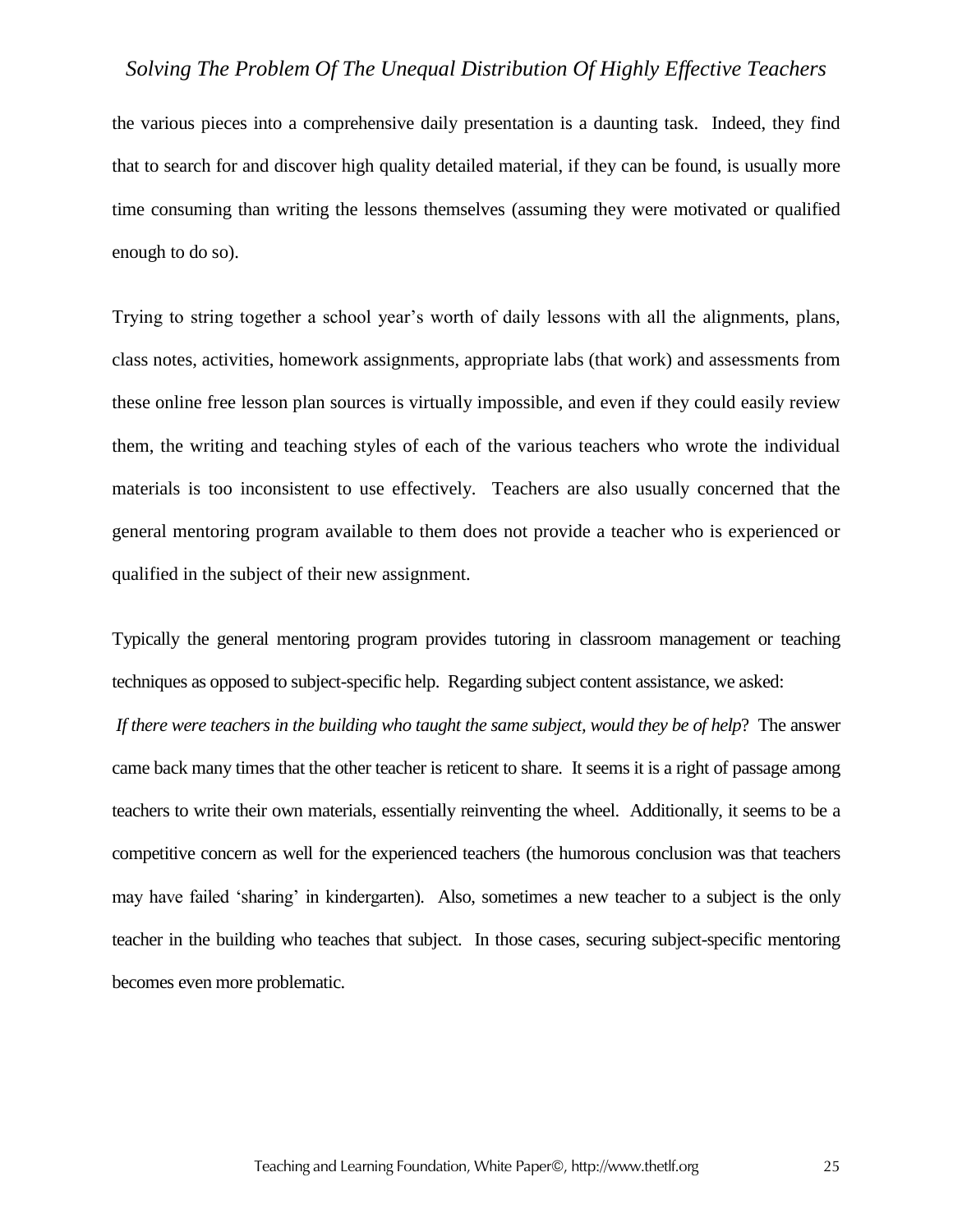the various pieces into a comprehensive daily presentation is a daunting task. Indeed, they find that to search for and discover high quality detailed material, if they can be found, is usually more time consuming than writing the lessons themselves (assuming they were motivated or qualified enough to do so).

Trying to string together a school year's worth of daily lessons with all the alignments, plans, class notes, activities, homework assignments, appropriate labs (that work) and assessments from these online free lesson plan sources is virtually impossible, and even if they could easily review them, the writing and teaching styles of each of the various teachers who wrote the individual materials is too inconsistent to use effectively. Teachers are also usually concerned that the general mentoring program available to them does not provide a teacher who is experienced or qualified in the subject of their new assignment.

Typically the general mentoring program provides tutoring in classroom management or teaching techniques as opposed to subject-specific help. Regarding subject content assistance, we asked:

*If there were teachers in the building who taught the same subject, would they be of help*? The answer came back many times that the other teacher is reticent to share. It seems it is a right of passage among teachers to write their own materials, essentially reinventing the wheel. Additionally, it seems to be a competitive concern as well for the experienced teachers (the humorous conclusion was that teachers may have failed 'sharing' in kindergarten). Also, sometimes a new teacher to a subject is the only teacher in the building who teaches that subject. In those cases, securing subject-specific mentoring becomes even more problematic.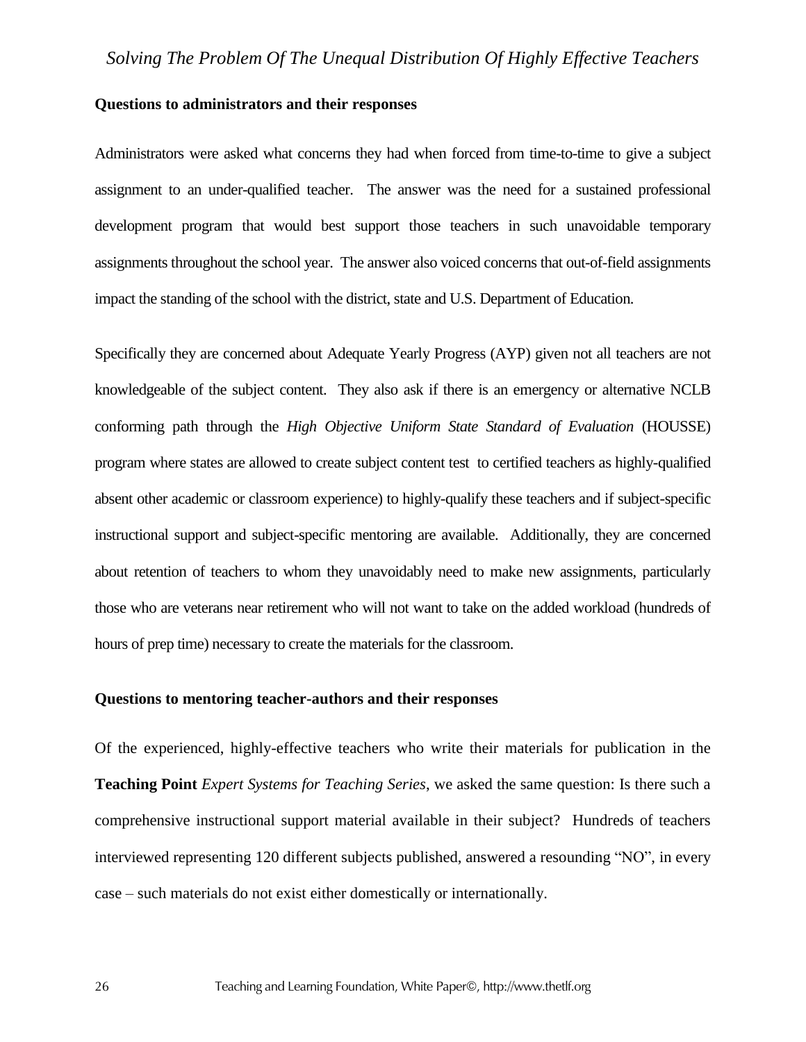**Questions to administrators and their responses**

Administrators were asked what concerns they had when forced from time-to-time to give a subject assignment to an under-qualified teacher. The answer was the need for a sustained professional development program that would best support those teachers in such unavoidable temporary assignments throughout the school year. The answer also voiced concerns that out-of-field assignments impact the standing of the school with the district, state and U.S. Department of Education.

Specifically they are concerned about Adequate Yearly Progress (AYP) given not all teachers are not knowledgeable of the subject content. They also ask if there is an emergency or alternative NCLB conforming path through the *High Objective Uniform State Standard of Evaluation* (HOUSSE) program where states are allowed to create subject content test to certified teachers as highly-qualified absent other academic or classroom experience) to highly-qualify these teachers and if subject-specific instructional support and subject-specific mentoring are available. Additionally, they are concerned about retention of teachers to whom they unavoidably need to make new assignments, particularly those who are veterans near retirement who will not want to take on the added workload (hundreds of hours of prep time) necessary to create the materials for the classroom.

**Questions to mentoring teacher-authors and their responses**

Of the experienced, highly-effective teachers who write their materials for publication in the **Teaching Point** *Expert Systems for Teaching Series*, we asked the same question: Is there such a comprehensive instructional support material available in their subject? Hundreds of teachers interviewed representing 120 different subjects published, answered a resounding "NO", in every case – such materials do not exist either domestically or internationally.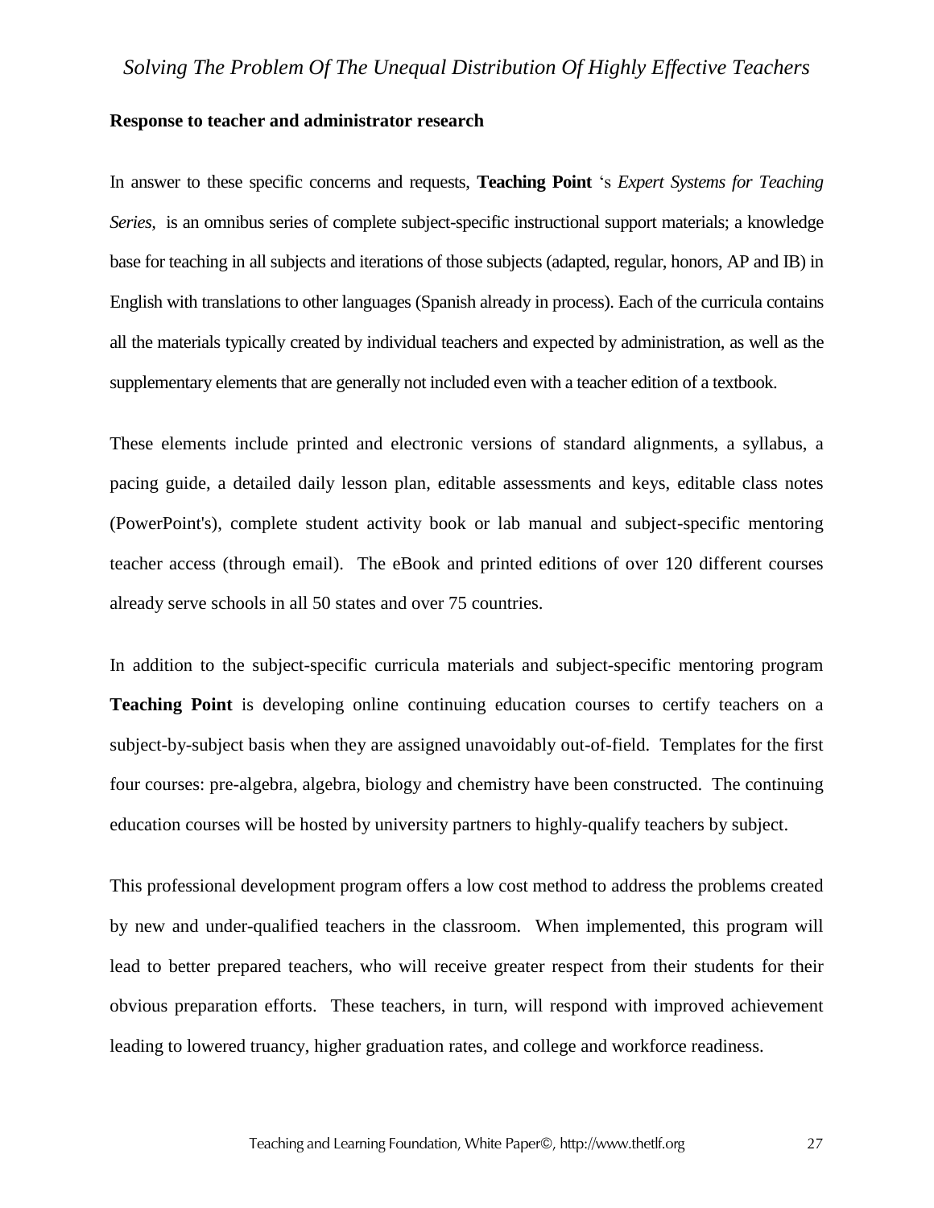**Response to teacher and administrator research**

In answer to these specific concerns and requests, **Teaching Point** 's *Expert Systems for Teaching Series,* is an omnibus series of complete subject-specific instructional support materials; a knowledge base for teaching in all subjects and iterations of those subjects (adapted, regular, honors, AP and IB) in English with translations to other languages (Spanish already in process). Each of the curricula contains all the materials typically created by individual teachers and expected by administration, as well as the supplementary elements that are generally not included even with a teacher edition of a textbook.

These elements include printed and electronic versions of standard alignments, a syllabus, a pacing guide, a detailed daily lesson plan, editable assessments and keys, editable class notes (PowerPoint's), complete student activity book or lab manual and subject-specific mentoring teacher access (through email). The eBook and printed editions of over 120 different courses already serve schools in all 50 states and over 75 countries.

In addition to the subject-specific curricula materials and subject-specific mentoring program **Teaching Point** is developing online continuing education courses to certify teachers on a subject-by-subject basis when they are assigned unavoidably out-of-field. Templates for the first four courses: pre-algebra, algebra, biology and chemistry have been constructed. The continuing education courses will be hosted by university partners to highly-qualify teachers by subject.

This professional development program offers a low cost method to address the problems created by new and under-qualified teachers in the classroom. When implemented, this program will lead to better prepared teachers, who will receive greater respect from their students for their obvious preparation efforts. These teachers, in turn, will respond with improved achievement leading to lowered truancy, higher graduation rates, and college and workforce readiness.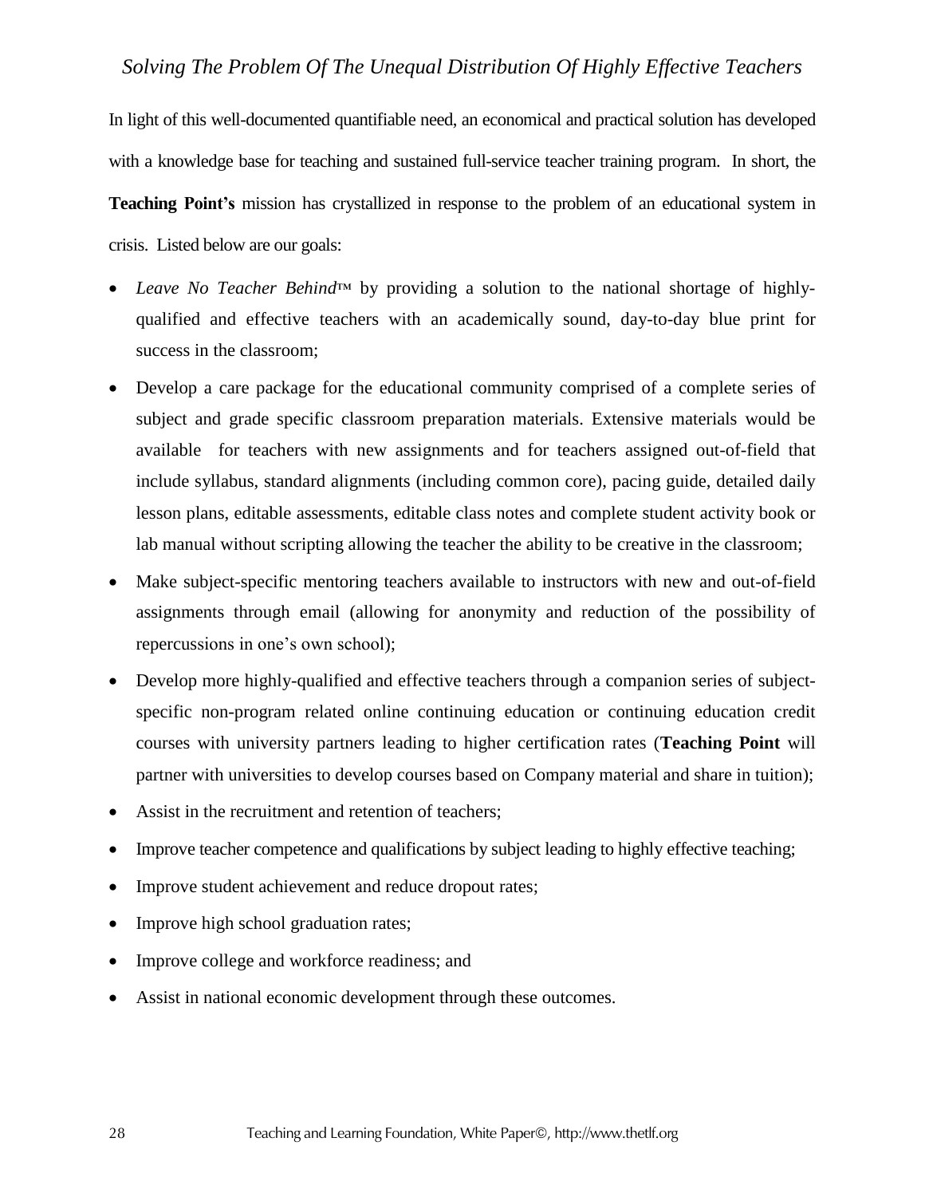In light of this well-documented quantifiable need, an economical and practical solution has developed with a knowledge base for teaching and sustained full-service teacher training program. In short, the **Teaching Point's** mission has crystallized in response to the problem of an educational system in crisis. Listed below are our goals:

- *Leave No Teacher Behind*™ by providing a solution to the national shortage of highly-qualified and effective teachers with an academically sound, day-to-day blue print for success in the classroom;
- Develop a care package for the educational community comprised of a complete series of subject and grade specific classroom preparation materials. Extensive materials would be available for teachers with new assignments and for teachers assigned out-of-field that include syllabus, standard alignments (including common core), pacing guide, detailed daily lesson plans, editable assessments, editable class notes and complete student activity book or lab manual without scripting allowing the teacher the ability to be creative in the classroom;
- Make subject-specific mentoring teachers available to instructors with new and out-of-field assignments through email (allowing for anonymity and reduction of the possibility of repercussions in one's own school);
- Develop more highly-qualified and effective teachers through a companion series of subject-specific non-program related online continuing education or continuing education credit courses with university partners leading to higher certification rates (**Teaching Point** will partner with universities to develop courses based on Company material and share in tuition);
- Assist in the recruitment and retention of teachers;
- Improve teacher competence and qualifications by subject leading to highly effective teaching;
- Improve student achievement and reduce dropout rates;
- Improve high school graduation rates;
- Improve college and workforce readiness; and
- Assist in national economic development through these outcomes.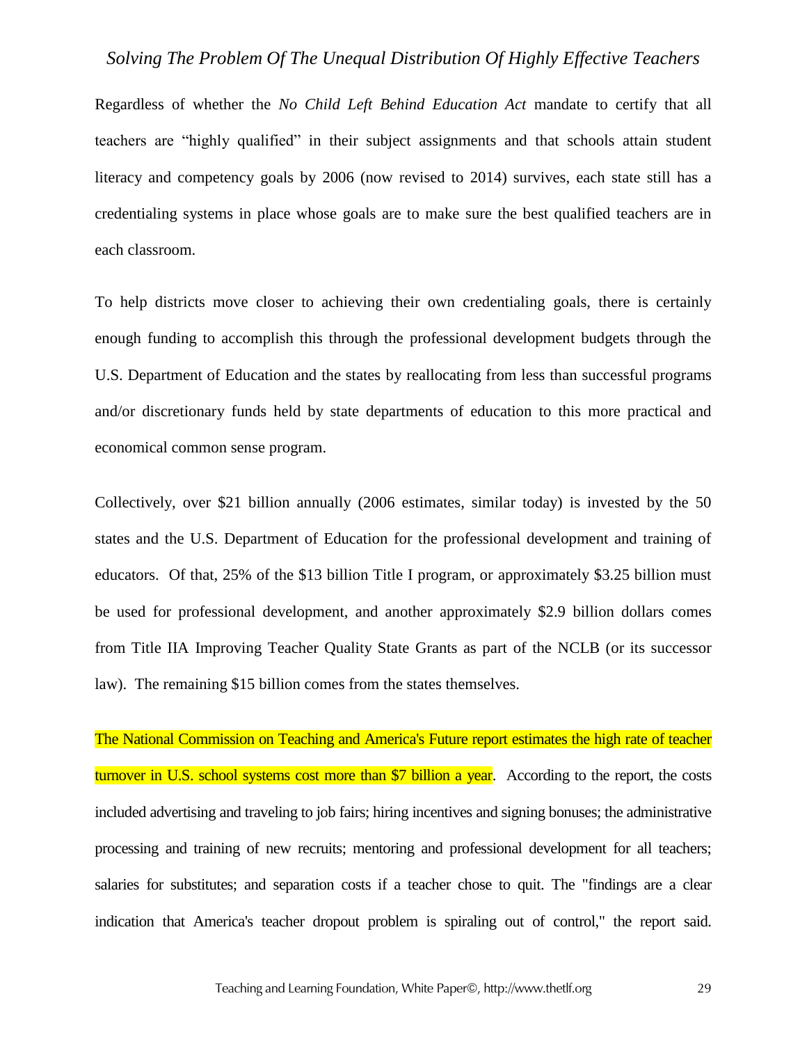Regardless of whether the *No Child Left Behind Education Act* mandate to certify that all teachers are "highly qualified" in their subject assignments and that schools attain student literacy and competency goals by 2006 (now revised to 2014) survives, each state still has a credentialing systems in place whose goals are to make sure the best qualified teachers are in each classroom.

To help districts move closer to achieving their own credentialing goals, there is certainly enough funding to accomplish this through the professional development budgets through the U.S. Department of Education and the states by reallocating from less than successful programs and/or discretionary funds held by state departments of education to this more practical and economical common sense program.

Collectively, over $21 billion annually (2006 estimates, similar today) is invested by the 50 states and the U.S. Department of Education for the professional development and training of educators. Of that, 25% of the $13 billion Title I program, or approximately $3.25 billion must be used for professional development, and another approximately $2.9 billion dollars comes from Title IIA Improving Teacher Quality State Grants as part of the NCLB (or its successor law). The remaining $15 billion comes from the states themselves.

The National Commission on Teaching and America's Future report estimates the high rate of teacher turnover in U.S. school systems cost more than $7 billion a year. According to the report, the costs included advertising and traveling to job fairs; hiring incentives and signing bonuses; the administrative processing and training of new recruits; mentoring and professional development for all teachers; salaries for substitutes; and separation costs if a teacher chose to quit. The "findings are a clear indication that America's teacher dropout problem is spiraling out of control," the report said.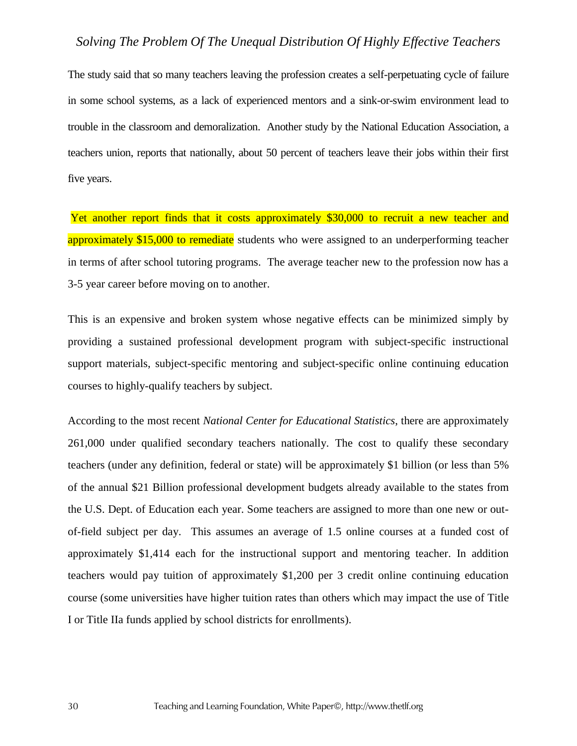The study said that so many teachers leaving the profession creates a self-perpetuating cycle of failure in some school systems, as a lack of experienced mentors and a sink-or-swim environment lead to trouble in the classroom and demoralization. Another study by the National Education Association, a teachers union, reports that nationally, about 50 percent of teachers leave their jobs within their first five years.

Yet another report finds that it costs approximately $30,000 to recruit a new teacher and approximately $15,000 to remediate students who were assigned to an underperforming teacher in terms of after school tutoring programs. The average teacher new to the profession now has a 3-5 year career before moving on to another.

This is an expensive and broken system whose negative effects can be minimized simply by providing a sustained professional development program with subject-specific instructional support materials, subject-specific mentoring and subject-specific online continuing education courses to highly-qualify teachers by subject.

According to the most recent *National Center for Educational Statistics*, there are approximately 261,000 under qualified secondary teachers nationally. The cost to qualify these secondary teachers (under any definition, federal or state) will be approximately $1 billion (or less than 5% of the annual $21 Billion professional development budgets already available to the states from the U.S. Dept. of Education each year. Some teachers are assigned to more than one new or out-of-field subject per day. This assumes an average of 1.5 online courses at a funded cost of approximately $1,414 each for the instructional support and mentoring teacher. In addition teachers would pay tuition of approximately $1,200 per 3 credit online continuing education course (some universities have higher tuition rates than others which may impact the use of Title I or Title IIa funds applied by school districts for enrollments).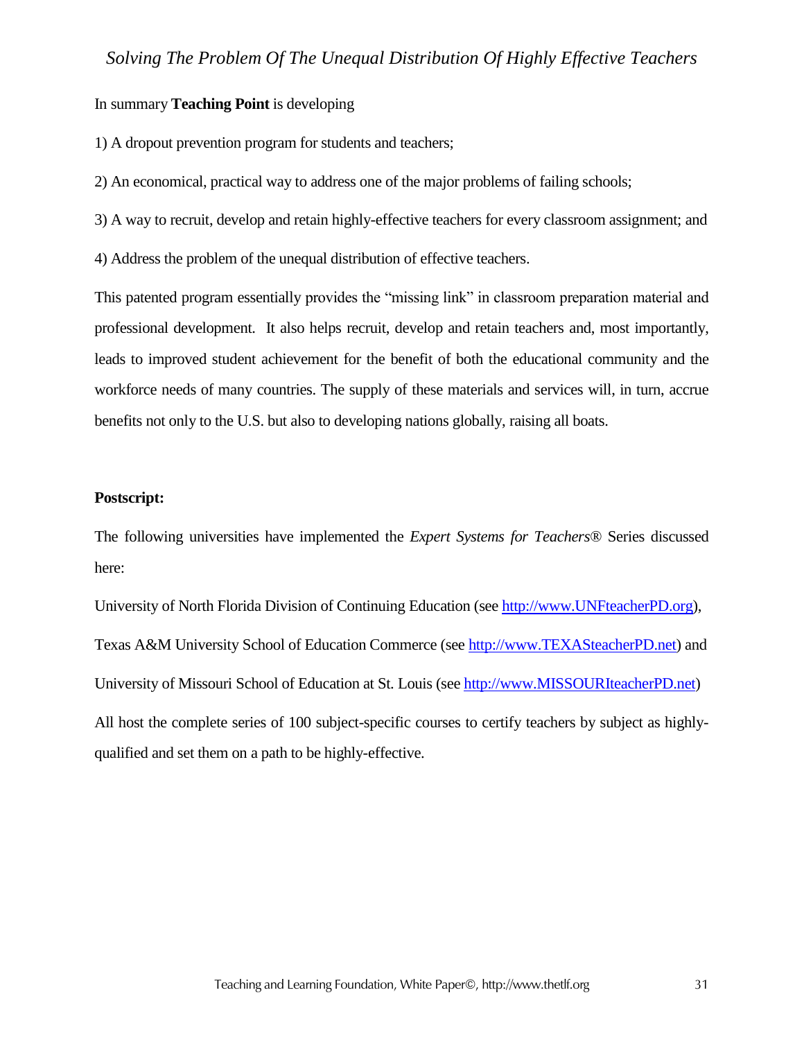In summary **Teaching Point** is developing

1) A dropout prevention program for students and teachers;

2) An economical, practical way to address one of the major problems of failing schools;

3) A way to recruit, develop and retain highly-effective teachers for every classroom assignment; and

4) Address the problem of the unequal distribution of effective teachers.

This patented program essentially provides the "missing link" in classroom preparation material and professional development. It also helps recruit, develop and retain teachers and, most importantly, leads to improved student achievement for the benefit of both the educational community and the workforce needs of many countries. The supply of these materials and services will, in turn, accrue benefits not only to the U.S. but also to developing nations globally, raising all boats.

**Postscript:**

The following universities have implemented the *Expert Systems for Teachers®* Series discussed here:

University of North Florida Division of Continuing Education (see http://www.UNFteacherPD.org),

Texas A&M University School of Education Commerce (see http://www.TEXASteacherPD.net) and

University of Missouri School of Education at St. Louis (see http://www.MISSOURIteacherPD.net)

All host the complete series of 100 subject-specific courses to certify teachers by subject as highly-qualified and set them on a path to be highly-effective.